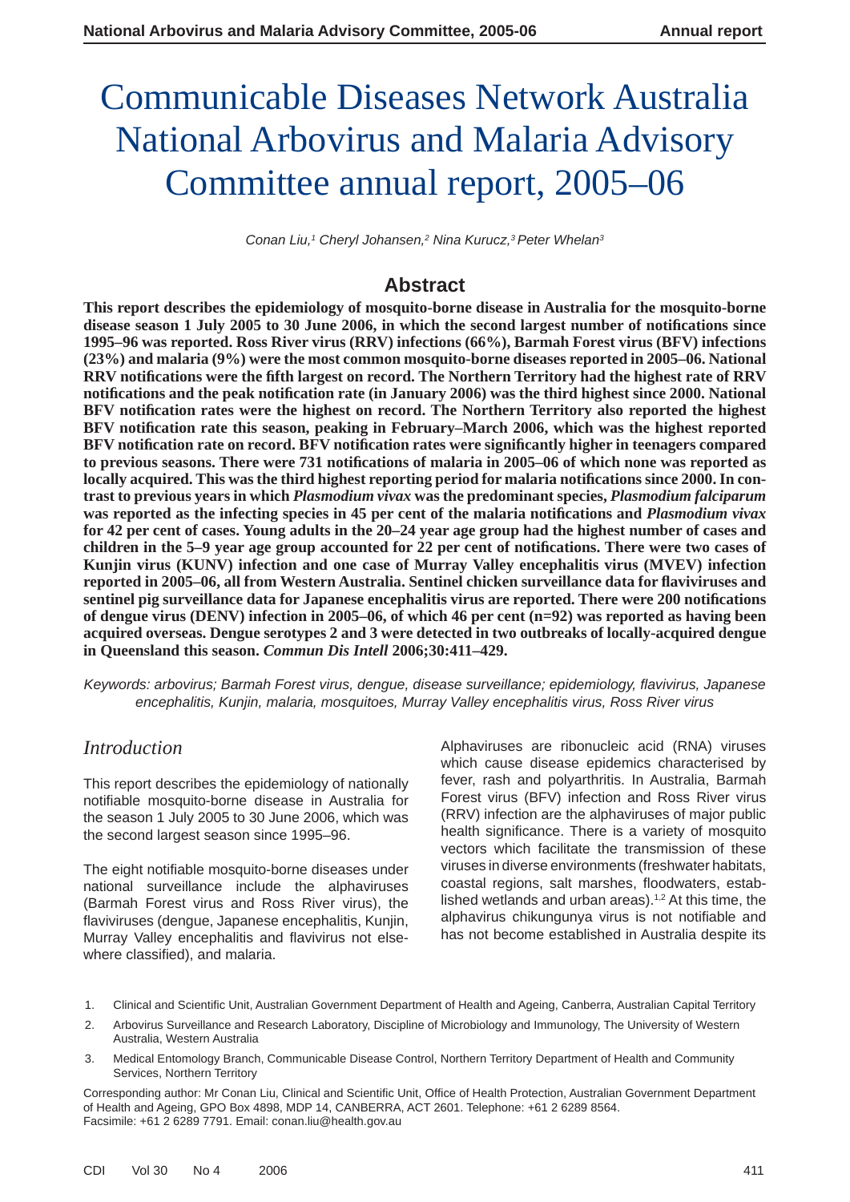# Communicable Diseases Network Australia National Arbovirus and Malaria Advisory Committee annual report, 2005–06

*Conan Liu,[1] Cheryl Johansen,[2] Nina Kurucz,[3] Peter Whelan[3]*

## Abstract

**This report describes the epidemiology of mosquito-borne disease in Australia for the mosquito-borne disease season 1 July 2005 to 30 June 2006, in which the second largest number of notifications since 1995–96 was reported. Ross River virus (RRV) infections (66%), Barmah Forest virus (BFV) infections (23%) and malaria (9%) were the most common mosquito-borne diseases reported in 2005–06. National RRV notifications were the fifth largest on record. The Northern Territory had the highest rate of RRV notifications and the peak notification rate (in January 2006) was the third highest since 2000. National BFV notification rates were the highest on record. The Northern Territory also reported the highest BFV notification rate this season, peaking in February–March 2006, which was the highest reported BFV notification rate on record. BFV notification rates were significantly higher in teenagers compared to previous seasons. There were 731 notifications of malaria in 2005–06 of which none was reported as locally acquired. This was the third highest reporting period for malaria notifications since 2000. In contrast to previous years in which *Plasmodium vivax* was the predominant species, *Plasmodium falciparum* was reported as the infecting species in 45 per cent of the malaria notifications and *Plasmodium vivax* for 42 per cent of cases. Young adults in the 20–24 year age group had the highest number of cases and children in the 5–9 year age group accounted for 22 per cent of notifications. There were two cases of Kunjin virus (KUNV) infection and one case of Murray Valley encephalitis virus (MVEV) infection reported in 2005–06, all from Western Australia. Sentinel chicken surveillance data for flaviviruses and sentinel pig surveillance data for Japanese encephalitis virus are reported. There were 200 notifications of dengue virus (DENV) infection in 2005–06, of which 46 per cent (n=92) was reported as having been acquired overseas. Dengue serotypes 2 and 3 were detected in two outbreaks of locally-acquired dengue in Queensland this season. *Commun Dis Intell* 2006;30:411–429.**

*Keywords: arbovirus; Barmah Forest virus, dengue, disease surveillance; epidemiology, flavivirus, Japanese encephalitis, Kunjin, malaria, mosquitoes, Murray Valley encephalitis virus, Ross River virus*

## Introduction

This report describes the epidemiology of nationally notifiable mosquito-borne disease in Australia for the season 1 July 2005 to 30 June 2006, which was the second largest season since 1995–96.

The eight notifiable mosquito-borne diseases under national surveillance include the alphaviruses (Barmah Forest virus and Ross River virus), the flaviviruses (dengue, Japanese encephalitis, Kunjin, Murray Valley encephalitis and flavivirus not elsewhere classified), and malaria.

Alphaviruses are ribonucleic acid (RNA) viruses which cause disease epidemics characterised by fever, rash and polyarthritis. In Australia, Barmah Forest virus (BFV) infection and Ross River virus (RRV) infection are the alphaviruses of major public health significance. There is a variety of mosquito vectors which facilitate the transmission of these viruses in diverse environments (freshwater habitats, coastal regions, salt marshes, floodwaters, established wetlands and urban areas).[1,2] At this time, the alphavirus chikungunya virus is not notifiable and has not become established in Australia despite its

1. Clinical and Scientific Unit, Australian Government Department of Health and Ageing, Canberra, Australian Capital Territory
2. Arbovirus Surveillance and Research Laboratory, Discipline of Microbiology and Immunology, The University of Western Australia, Western Australia
3. Medical Entomology Branch, Communicable Disease Control, Northern Territory Department of Health and Community Services, Northern Territory

Corresponding author: Mr Conan Liu, Clinical and Scientific Unit, Office of Health Protection, Australian Government Department of Health and Ageing, GPO Box 4898, MDP 14, CANBERRA, ACT 2601. Telephone: +61 2 6289 8564. Facsimile: +61 2 6289 7791. Email: conan.liu@health.gov.au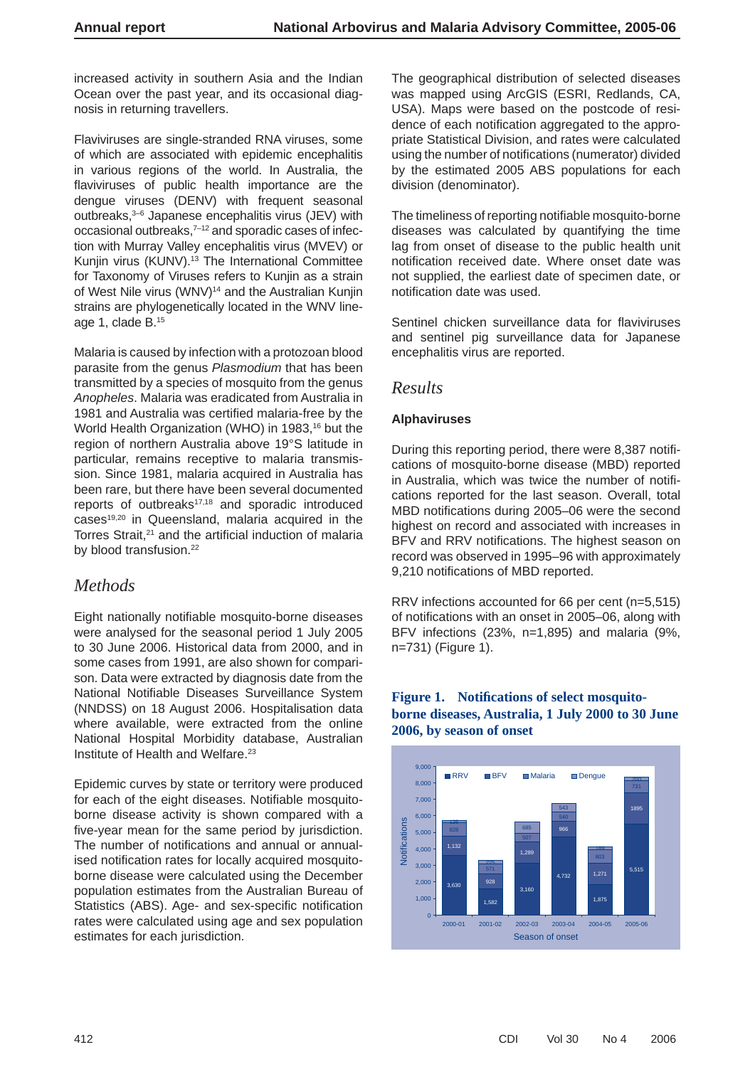increased activity in southern Asia and the Indian Ocean over the past year, and its occasional diagnosis in returning travellers.

Flaviviruses are single-stranded RNA viruses, some of which are associated with epidemic encephalitis in various regions of the world. In Australia, the flaviviruses of public health importance are the dengue viruses (DENV) with frequent seasonal outbreaks,[3–6] Japanese encephalitis virus (JEV) with occasional outbreaks,[7–12] and sporadic cases of infection with Murray Valley encephalitis virus (MVEV) or Kunjin virus (KUNV).[13] The International Committee for Taxonomy of Viruses refers to Kunjin as a strain of West Nile virus (WNV)[14] and the Australian Kunjin strains are phylogenetically located in the WNV lineage 1, clade B.[15]

Malaria is caused by infection with a protozoan blood parasite from the genus *Plasmodium* that has been transmitted by a species of mosquito from the genus *Anopheles*. Malaria was eradicated from Australia in 1981 and Australia was certified malaria-free by the World Health Organization (WHO) in 1983,[16] but the region of northern Australia above 19°S latitude in particular, remains receptive to malaria transmission. Since 1981, malaria acquired in Australia has been rare, but there have been several documented reports of outbreaks[17,18] and sporadic introduced cases[19,20] in Queensland, malaria acquired in the Torres Strait,[21] and the artificial induction of malaria by blood transfusion.[22]

## *Methods*

Eight nationally notifiable mosquito-borne diseases were analysed for the seasonal period 1 July 2005 to 30 June 2006. Historical data from 2000, and in some cases from 1991, are also shown for comparison. Data were extracted by diagnosis date from the National Notifiable Diseases Surveillance System (NNDSS) on 18 August 2006. Hospitalisation data where available, were extracted from the online National Hospital Morbidity database, Australian Institute of Health and Welfare.[23]

Epidemic curves by state or territory were produced for each of the eight diseases. Notifiable mosquito-borne disease activity is shown compared with a five-year mean for the same period by jurisdiction. The number of notifications and annual or annualised notification rates for locally acquired mosquito-borne disease were calculated using the December population estimates from the Australian Bureau of Statistics (ABS). Age- and sex-specific notification rates were calculated using age and sex population estimates for each jurisdiction.

The geographical distribution of selected diseases was mapped using ArcGIS (ESRI, Redlands, CA, USA). Maps were based on the postcode of residence of each notification aggregated to the appropriate Statistical Division, and rates were calculated using the number of notifications (numerator) divided by the estimated 2005 ABS populations for each division (denominator).

The timeliness of reporting notifiable mosquito-borne diseases was calculated by quantifying the time lag from onset of disease to the public health unit notification received date. Where onset date was not supplied, the earliest date of specimen date, or notification date was used.

Sentinel chicken surveillance data for flaviviruses and sentinel pig surveillance data for Japanese encephalitis virus are reported.

## *Results*

### Alphaviruses

During this reporting period, there were 8,387 notifications of mosquito-borne disease (MBD) reported in Australia, which was twice the number of notifications reported for the last season. Overall, total MBD notifications during 2005–06 were the second highest on record and associated with increases in BFV and RRV notifications. The highest season on record was observed in 1995–96 with approximately 9,210 notifications of MBD reported.

RRV infections accounted for 66 per cent (n=5,515) of notifications with an onset in 2005–06, along with BFV infections (23%, n=1,895) and malaria (9%, n=731) (Figure 1).

**Figure 1. Notifications of select mosquito-borne diseases, Australia, 1 July 2000 to 30 June 2006, by season of onset**

| Season of onset | RRV | BFV | Malaria | Dengue |
|---|---|---|---|---|
| 2000-01 | 3,630 | 1,132 | 828 | 136 |
| 2001-02 | 1,582 | 928 | 571 | 225 |
| 2002-03 | 3,160 | 1,289 | 507 | 685 |
| 2003-04 | 4,732 | 966 | 540 | 543 |
| 2004-05 | 1,875 | 1,271 | 803 | 189 |
| 2005-06 | 5,515 | 1895 | 731 | 201 |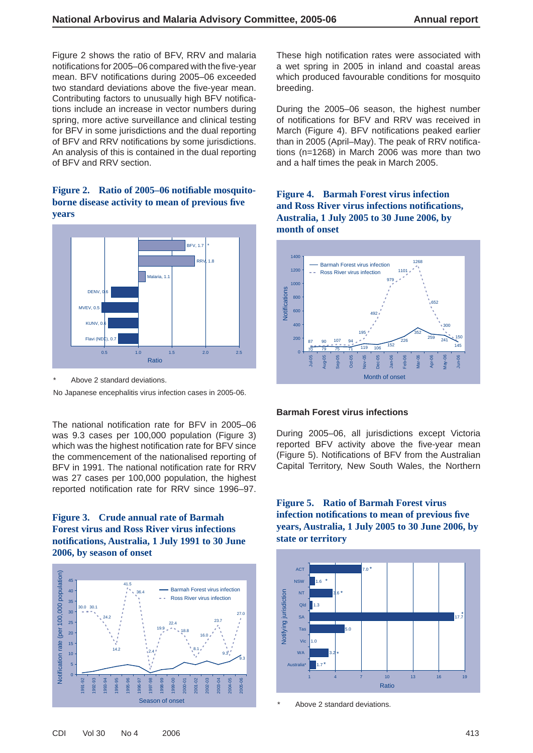Figure 2 shows the ratio of BFV, RRV and malaria notifications for 2005–06 compared with the five-year mean. BFV notifications during 2005–06 exceeded two standard deviations above the five-year mean. Contributing factors to unusually high BFV notifications include an increase in vector numbers during spring, more active surveillance and clinical testing for BFV in some jurisdictions and the dual reporting of BFV and RRV notifications by some jurisdictions. An analysis of this is contained in the dual reporting of BFV and RRV section.

**Figure 2. Ratio of 2005–06 notifiable mosquito-borne disease activity to mean of previous five years**

\* Above 2 standard deviations.

No Japanese encephalitis virus infection cases in 2005-06.

The national notification rate for BFV in 2005–06 was 9.3 cases per 100,000 population (Figure 3) which was the highest notification rate for BFV since the commencement of the nationalised reporting of BFV in 1991. The national notification rate for RRV was 27 cases per 100,000 population, the highest reported notification rate for RRV since 1996–97.

**Figure 3. Crude annual rate of Barmah Forest virus and Ross River virus infections notifications, Australia, 1 July 1991 to 30 June 2006, by season of onset**

These high notification rates were associated with a wet spring in 2005 in inland and coastal areas which produced favourable conditions for mosquito breeding.

During the 2005–06 season, the highest number of notifications for BFV and RRV was received in March (Figure 4). BFV notifications peaked earlier than in 2005 (April–May). The peak of RRV notifications (n=1268) in March 2006 was more than two and a half times the peak in March 2005.

**Figure 4. Barmah Forest virus infection and Ross River virus infections notifications, Australia, 1 July 2005 to 30 June 2006, by month of onset**

### Barmah Forest virus infections

During 2005–06, all jurisdictions except Victoria reported BFV activity above the five-year mean (Figure 5). Notifications of BFV from the Australian Capital Territory, New South Wales, the Northern

**Figure 5. Ratio of Barmah Forest virus infection notifications to mean of previous five years, Australia, 1 July 2005 to 30 June 2006, by state or territory**

\* Above 2 standard deviations.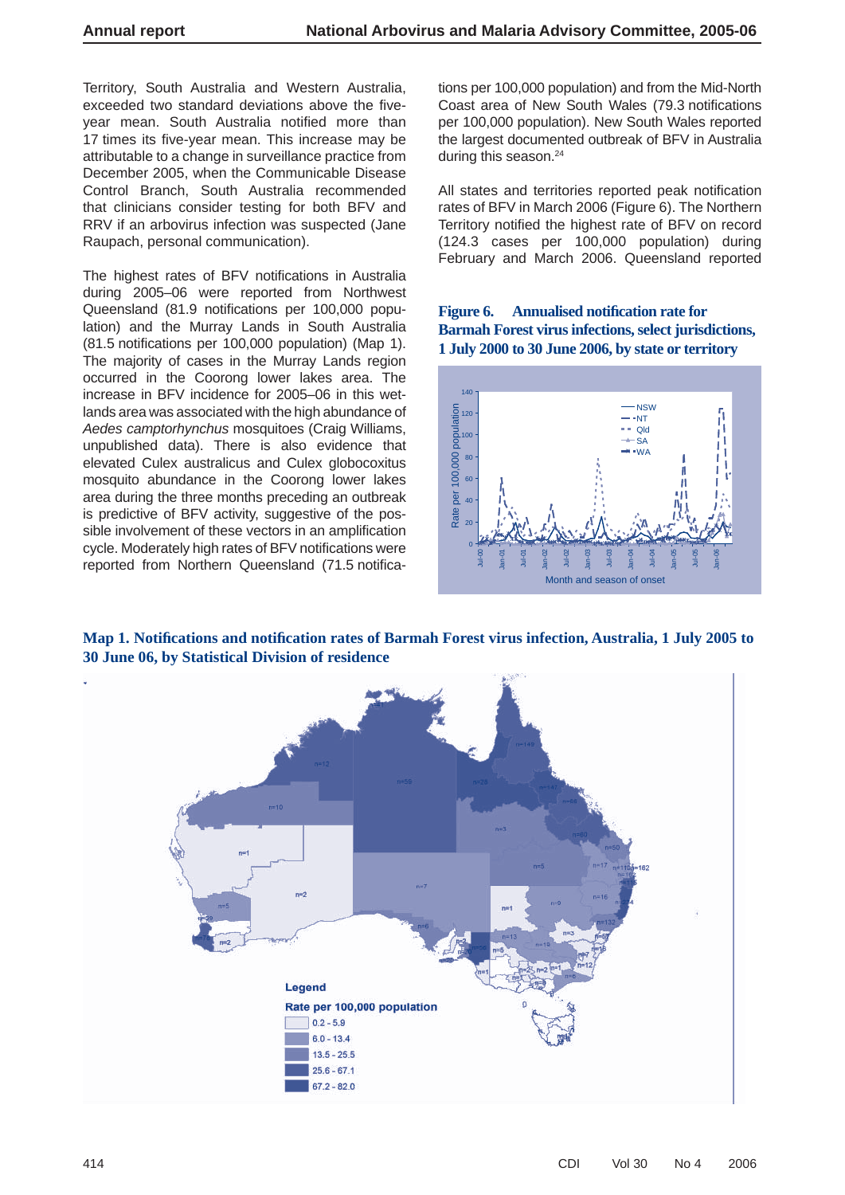Territory, South Australia and Western Australia, exceeded two standard deviations above the five-year mean. South Australia notified more than 17 times its five-year mean. This increase may be attributable to a change in surveillance practice from December 2005, when the Communicable Disease Control Branch, South Australia recommended that clinicians consider testing for both BFV and RRV if an arbovirus infection was suspected (Jane Raupach, personal communication).

The highest rates of BFV notifications in Australia during 2005–06 were reported from Northwest Queensland (81.9 notifications per 100,000 population) and the Murray Lands in South Australia (81.5 notifications per 100,000 population) (Map 1). The majority of cases in the Murray Lands region occurred in the Coorong lower lakes area. The increase in BFV incidence for 2005–06 in this wetlands area was associated with the high abundance of *Aedes camptorhynchus* mosquitoes (Craig Williams, unpublished data). There is also evidence that elevated Culex australicus and Culex globocoxitus mosquito abundance in the Coorong lower lakes area during the three months preceding an outbreak is predictive of BFV activity, suggestive of the possible involvement of these vectors in an amplification cycle. Moderately high rates of BFV notifications were reported from Northern Queensland (71.5 notifications per 100,000 population) and from the Mid-North Coast area of New South Wales (79.3 notifications per 100,000 population). New South Wales reported the largest documented outbreak of BFV in Australia during this season.[24]

All states and territories reported peak notification rates of BFV in March 2006 (Figure 6). The Northern Territory notified the highest rate of BFV on record (124.3 cases per 100,000 population) during February and March 2006. Queensland reported

**Figure 6. Annualised notification rate for Barmah Forest virus infections, select jurisdictions, 1 July 2000 to 30 June 2006, by state or territory**

**Map 1. Notifications and notification rates of Barmah Forest virus infection, Australia, 1 July 2005 to 30 June 06, by Statistical Division of residence**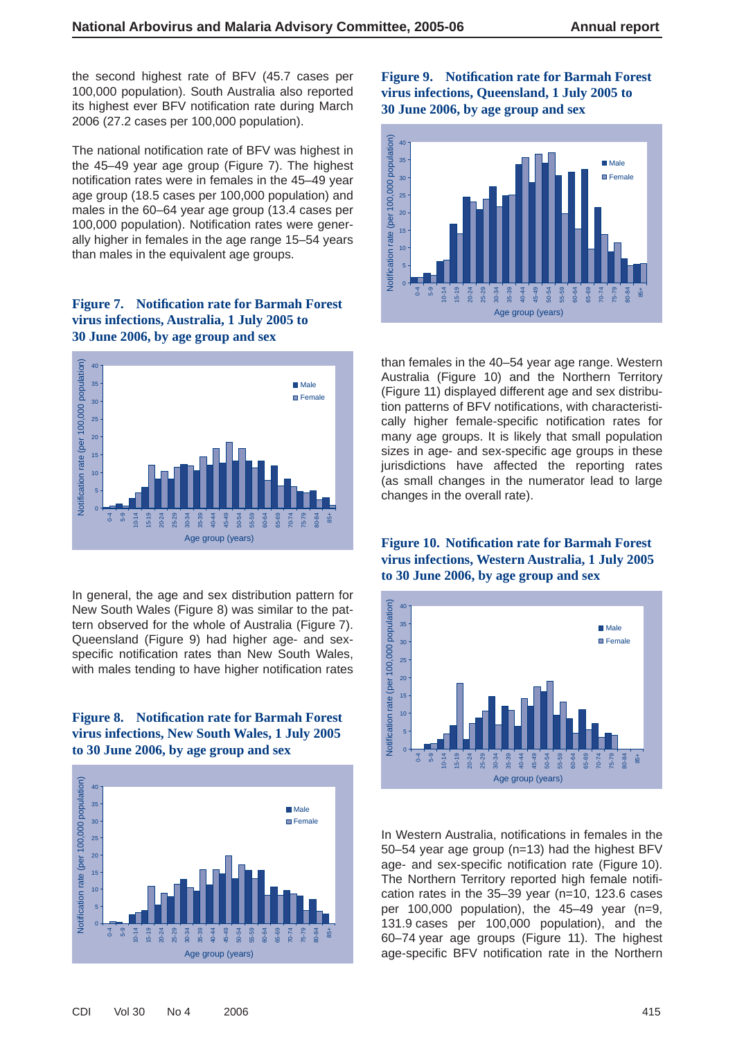the second highest rate of BFV (45.7 cases per 100,000 population). South Australia also reported its highest ever BFV notification rate during March 2006 (27.2 cases per 100,000 population).

The national notification rate of BFV was highest in the 45–49 year age group (Figure 7). The highest notification rates were in females in the 45–49 year age group (18.5 cases per 100,000 population) and males in the 60–64 year age group (13.4 cases per 100,000 population). Notification rates were generally higher in females in the age range 15–54 years than males in the equivalent age groups.

**Figure 7. Notification rate for Barmah Forest virus infections, Australia, 1 July 2005 to 30 June 2006, by age group and sex**

In general, the age and sex distribution pattern for New South Wales (Figure 8) was similar to the pattern observed for the whole of Australia (Figure 7). Queensland (Figure 9) had higher age- and sex-specific notification rates than New South Wales, with males tending to have higher notification rates than females in the 40–54 year age range. Western Australia (Figure 10) and the Northern Territory (Figure 11) displayed different age and sex distribution patterns of BFV notifications, with characteristically higher female-specific notification rates for many age groups. It is likely that small population sizes in age- and sex-specific age groups in these jurisdictions have affected the reporting rates (as small changes in the numerator lead to large changes in the overall rate).

**Figure 8. Notification rate for Barmah Forest virus infections, New South Wales, 1 July 2005 to 30 June 2006, by age group and sex**

**Figure 9. Notification rate for Barmah Forest virus infections, Queensland, 1 July 2005 to 30 June 2006, by age group and sex**

**Figure 10. Notification rate for Barmah Forest virus infections, Western Australia, 1 July 2005 to 30 June 2006, by age group and sex**

In Western Australia, notifications in females in the 50–54 year age group (n=13) had the highest BFV age- and sex-specific notification rate (Figure 10). The Northern Territory reported high female notification rates in the 35–39 year (n=10, 123.6 cases per 100,000 population), the 45–49 year (n=9, 131.9 cases per 100,000 population), and the 60–74 year age groups (Figure 11). The highest age-specific BFV notification rate in the Northern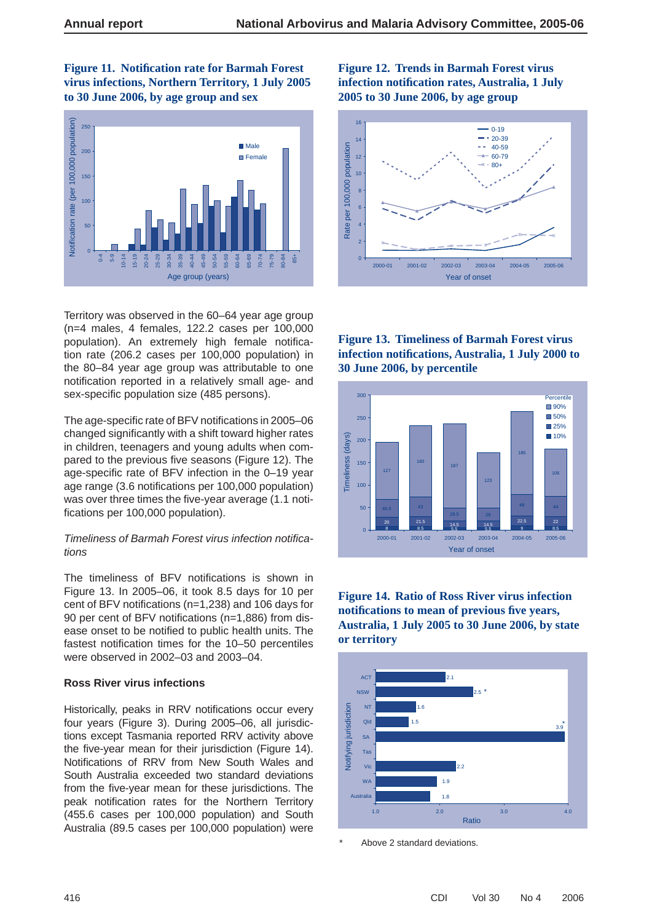**Figure 11. Notification rate for Barmah Forest virus infections, Northern Territory, 1 July 2005 to 30 June 2006, by age group and sex**

Territory was observed in the 60–64 year age group (n=4 males, 4 females, 122.2 cases per 100,000 population). An extremely high female notification rate (206.2 cases per 100,000 population) in the 80–84 year age group was attributable to one notification reported in a relatively small age- and sex-specific population size (485 persons).

The age-specific rate of BFV notifications in 2005–06 changed significantly with a shift toward higher rates in children, teenagers and young adults when compared to the previous five seasons (Figure 12). The age-specific rate of BFV infection in the 0–19 year age range (3.6 notifications per 100,000 population) was over three times the five-year average (1.1 notifications per 100,000 population).

*Timeliness of Barmah Forest virus infection notifications*

The timeliness of BFV notifications is shown in Figure 13. In 2005–06, it took 8.5 days for 10 per cent of BFV notifications (n=1,238) and 106 days for 90 per cent of BFV notifications (n=1,886) from disease onset to be notified to public health units. The fastest notification times for the 10–50 percentiles were observed in 2002–03 and 2003–04.

**Ross River virus infections**

Historically, peaks in RRV notifications occur every four years (Figure 3). During 2005–06, all jurisdictions except Tasmania reported RRV activity above the five-year mean for their jurisdiction (Figure 14). Notifications of RRV from New South Wales and South Australia exceeded two standard deviations from the five-year mean for these jurisdictions. The peak notification rates for the Northern Territory (455.6 cases per 100,000 population) and South Australia (89.5 cases per 100,000 population) were

**Figure 12. Trends in Barmah Forest virus infection notification rates, Australia, 1 July 2005 to 30 June 2006, by age group**

**Figure 13. Timeliness of Barmah Forest virus infection notifications, Australia, 1 July 2000 to 30 June 2006, by percentile**

**Figure 14. Ratio of Ross River virus infection notifications to mean of previous five years, Australia, 1 July 2005 to 30 June 2006, by state or territory**

\* Above 2 standard deviations.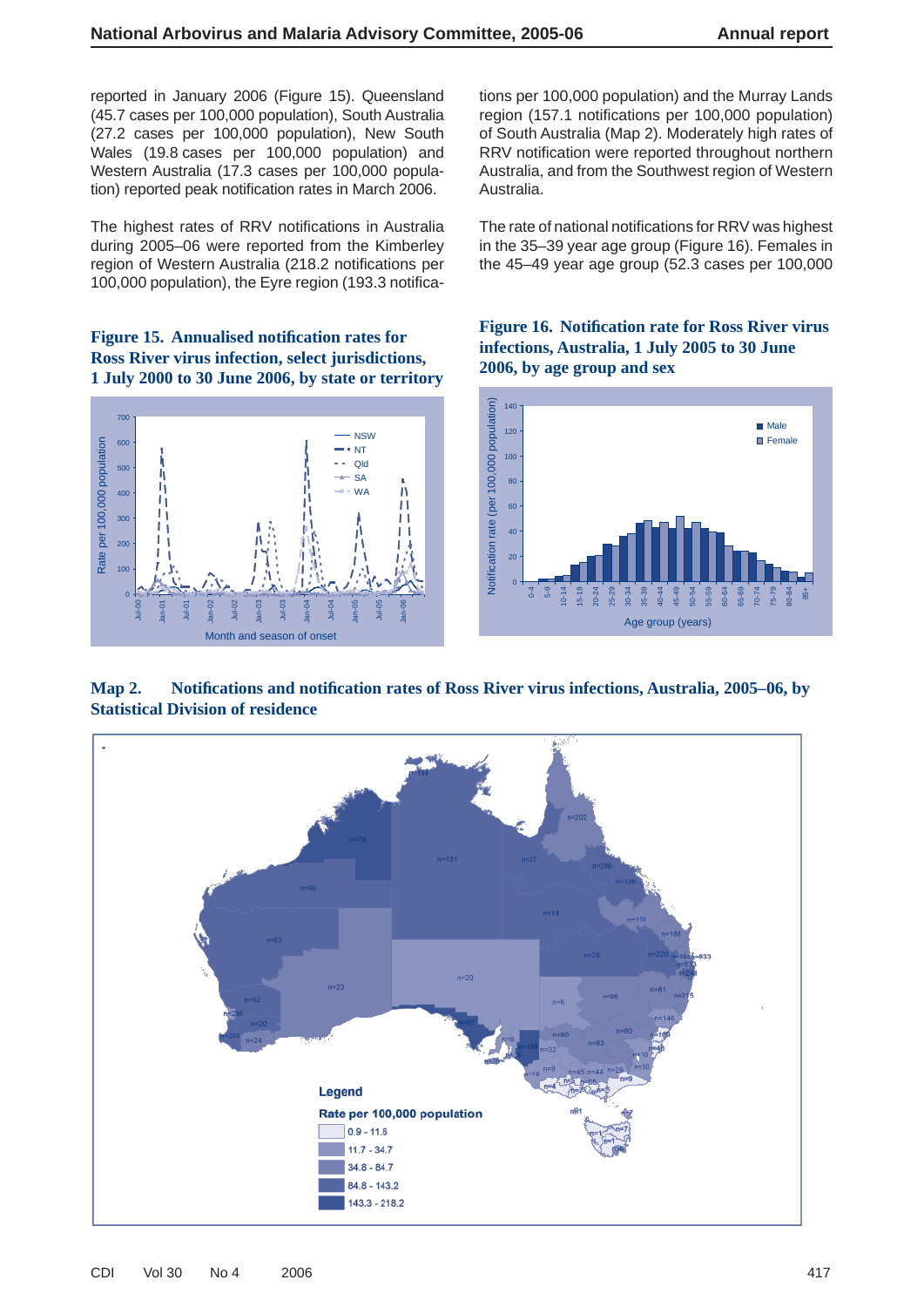reported in January 2006 (Figure 15). Queensland (45.7 cases per 100,000 population), South Australia (27.2 cases per 100,000 population), New South Wales (19.8 cases per 100,000 population) and Western Australia (17.3 cases per 100,000 population) reported peak notification rates in March 2006.

The highest rates of RRV notifications in Australia during 2005–06 were reported from the Kimberley region of Western Australia (218.2 notifications per 100,000 population), the Eyre region (193.3 notifications per 100,000 population) and the Murray Lands region (157.1 notifications per 100,000 population) of South Australia (Map 2). Moderately high rates of RRV notification were reported throughout northern Australia, and from the Southwest region of Western Australia.

The rate of national notifications for RRV was highest in the 35–39 year age group (Figure 16). Females in the 45–49 year age group (52.3 cases per 100,000

**Figure 15. Annualised notification rates for Ross River virus infection, select jurisdictions, 1 July 2000 to 30 June 2006, by state or territory**

**Figure 16. Notification rate for Ross River virus infections, Australia, 1 July 2005 to 30 June 2006, by age group and sex**

**Map 2. Notifications and notification rates of Ross River virus infections, Australia, 2005–06, by Statistical Division of residence**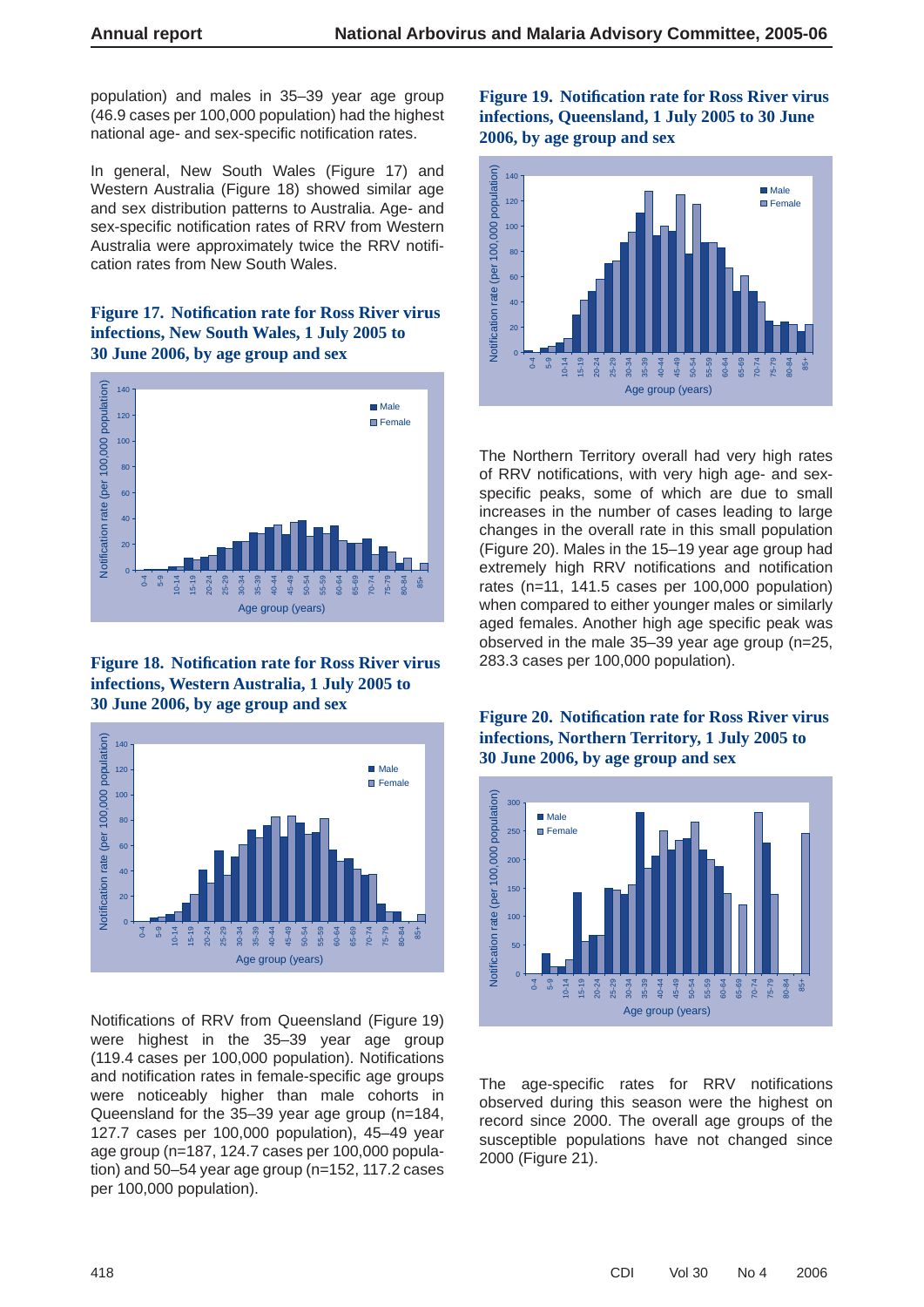population) and males in 35–39 year age group (46.9 cases per 100,000 population) had the highest national age- and sex-specific notification rates.

In general, New South Wales (Figure 17) and Western Australia (Figure 18) showed similar age and sex distribution patterns to Australia. Age- and sex-specific notification rates of RRV from Western Australia were approximately twice the RRV notification rates from New South Wales.

**Figure 17. Notification rate for Ross River virus infections, New South Wales, 1 July 2005 to 30 June 2006, by age group and sex**

**Figure 18. Notification rate for Ross River virus infections, Western Australia, 1 July 2005 to 30 June 2006, by age group and sex**

Notifications of RRV from Queensland (Figure 19) were highest in the 35–39 year age group (119.4 cases per 100,000 population). Notifications and notification rates in female-specific age groups were noticeably higher than male cohorts in Queensland for the 35–39 year age group (n=184, 127.7 cases per 100,000 population), 45–49 year age group (n=187, 124.7 cases per 100,000 population) and 50–54 year age group (n=152, 117.2 cases per 100,000 population).

**Figure 19. Notification rate for Ross River virus infections, Queensland, 1 July 2005 to 30 June 2006, by age group and sex**

The Northern Territory overall had very high rates of RRV notifications, with very high age- and sex-specific peaks, some of which are due to small increases in the number of cases leading to large changes in the overall rate in this small population (Figure 20). Males in the 15–19 year age group had extremely high RRV notifications and notification rates (n=11, 141.5 cases per 100,000 population) when compared to either younger males or similarly aged females. Another high age specific peak was observed in the male 35–39 year age group (n=25, 283.3 cases per 100,000 population).

**Figure 20. Notification rate for Ross River virus infections, Northern Territory, 1 July 2005 to 30 June 2006, by age group and sex**

The age-specific rates for RRV notifications observed during this season were the highest on record since 2000. The overall age groups of the susceptible populations have not changed since 2000 (Figure 21).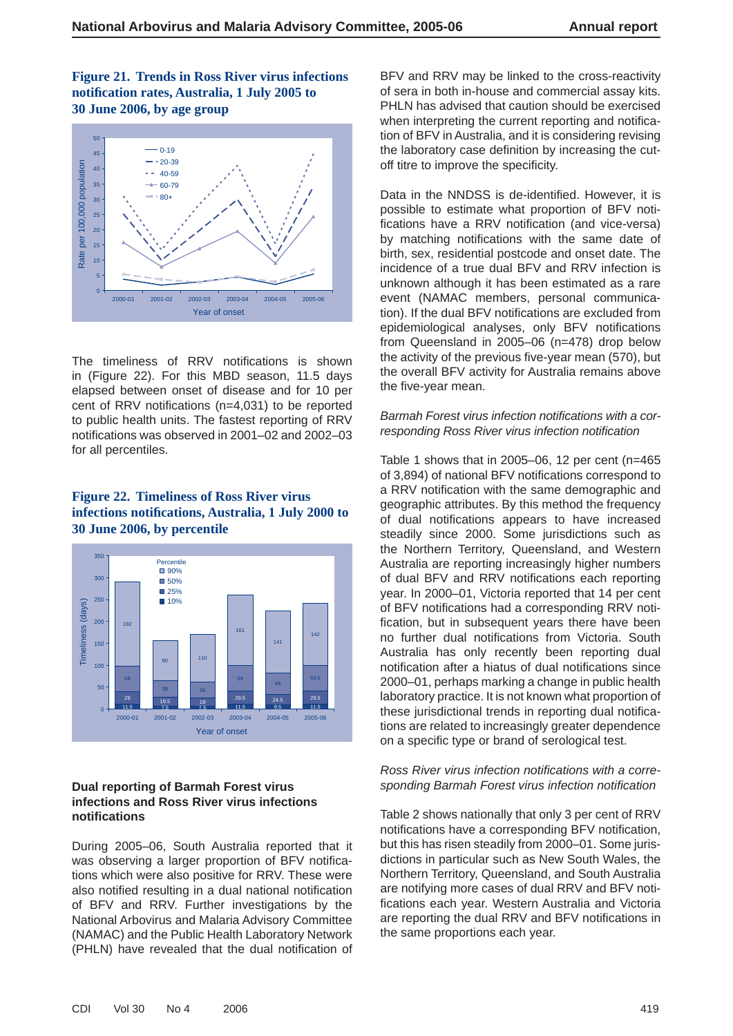**Figure 21. Trends in Ross River virus infections notification rates, Australia, 1 July 2005 to 30 June 2006, by age group**

The timeliness of RRV notifications is shown in (Figure 22). For this MBD season, 11.5 days elapsed between onset of disease and for 10 per cent of RRV notifications (n=4,031) to be reported to public health units. The fastest reporting of RRV notifications was observed in 2001–02 and 2002–03 for all percentiles.

**Figure 22. Timeliness of Ross River virus infections notifications, Australia, 1 July 2000 to 30 June 2006, by percentile**

### Dual reporting of Barmah Forest virus infections and Ross River virus infections notifications

During 2005–06, South Australia reported that it was observing a larger proportion of BFV notifications which were also positive for RRV. These were also notified resulting in a dual national notification of BFV and RRV. Further investigations by the National Arbovirus and Malaria Advisory Committee (NAMAC) and the Public Health Laboratory Network (PHLN) have revealed that the dual notification of BFV and RRV may be linked to the cross-reactivity of sera in both in-house and commercial assay kits. PHLN has advised that caution should be exercised when interpreting the current reporting and notification of BFV in Australia, and it is considering revising the laboratory case definition by increasing the cut-off titre to improve the specificity.

Data in the NNDSS is de-identified. However, it is possible to estimate what proportion of BFV notifications have a RRV notification (and vice-versa) by matching notifications with the same date of birth, sex, residential postcode and onset date. The incidence of a true dual BFV and RRV infection is unknown although it has been estimated as a rare event (NAMAC members, personal communication). If the dual BFV notifications are excluded from epidemiological analyses, only BFV notifications from Queensland in 2005–06 (n=478) drop below the activity of the previous five-year mean (570), but the overall BFV activity for Australia remains above the five-year mean.

*Barmah Forest virus infection notifications with a corresponding Ross River virus infection notification*

Table 1 shows that in 2005–06, 12 per cent (n=465 of 3,894) of national BFV notifications correspond to a RRV notification with the same demographic and geographic attributes. By this method the frequency of dual notifications appears to have increased steadily since 2000. Some jurisdictions such as the Northern Territory, Queensland, and Western Australia are reporting increasingly higher numbers of dual BFV and RRV notifications each reporting year. In 2000–01, Victoria reported that 14 per cent of BFV notifications had a corresponding RRV notification, but in subsequent years there have been no further dual notifications from Victoria. South Australia has only recently been reporting dual notification after a hiatus of dual notifications since 2000–01, perhaps marking a change in public health laboratory practice. It is not known what proportion of these jurisdictional trends in reporting dual notifications are related to increasingly greater dependence on a specific type or brand of serological test.

*Ross River virus infection notifications with a corresponding Barmah Forest virus infection notification*

Table 2 shows nationally that only 3 per cent of RRV notifications have a corresponding BFV notification, but this has risen steadily from 2000–01. Some jurisdictions in particular such as New South Wales, the Northern Territory, Queensland, and South Australia are notifying more cases of dual RRV and BFV notifications each year. Western Australia and Victoria are reporting the dual RRV and BFV notifications in the same proportions each year.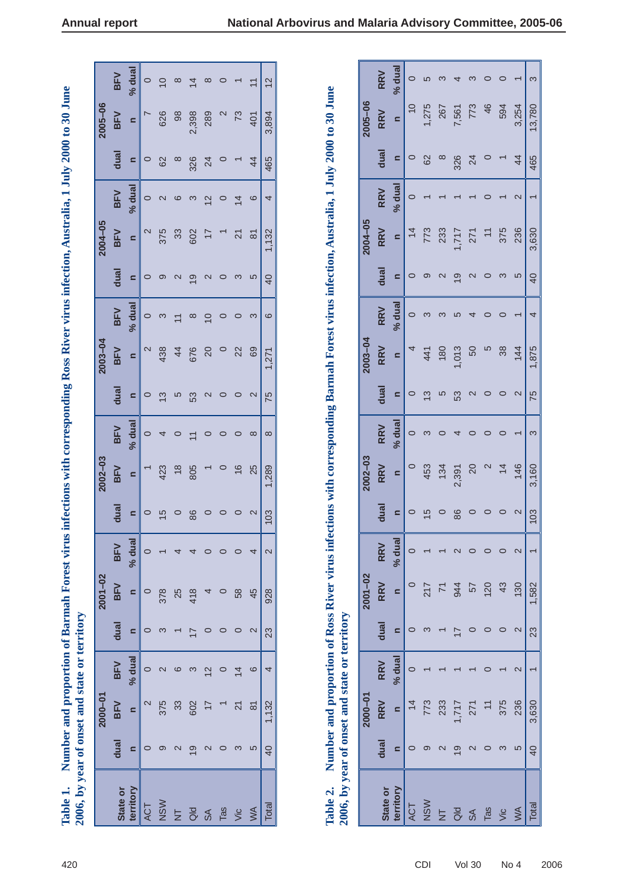**Table 1. Number and proportion of Barmah Forest virus infections with corresponding Ross River virus infection, Australia, 1 July 2000 to 30 June 2006, by year of onset and state or territory**

| State or territory | 2000–01 | | | 2001–02 | | | 2002–03 | | | 2003–04 | | | 2004–05 | | | 2005–06 | | |
|---|---|---|---|---|---|---|---|---|---|---|---|---|---|---|---|---|---|---|
| | dual | BFV | BFV | dual | BFV | BFV | dual | BFV | BFV | dual | BFV | BFV | dual | BFV | BFV | dual | BFV | BFV |
| | n | n | % dual | n | n | % dual | n | n | % dual | n | n | % dual | n | n | % dual | n | n | % dual |
| ACT | 0 | 2 | 0 | 0 | 0 | 0 | 0 | 1 | 0 | 0 | 2 | 0 | 0 | 2 | 0 | 0 | 7 | 0 |
| NSW | 9 | 375 | 2 | 3 | 378 | 1 | 15 | 423 | 4 | 13 | 438 | 3 | 9 | 375 | 2 | 62 | 626 | 10 |
| NT | 2 | 33 | 6 | 1 | 25 | 4 | 0 | 18 | 0 | 5 | 44 | 11 | 2 | 33 | 6 | 8 | 98 | 8 |
| Qld | 19 | 602 | 3 | 17 | 418 | 4 | 86 | 805 | 11 | 53 | 676 | 8 | 19 | 602 | 3 | 326 | 2,398 | 14 |
| SA | 2 | 17 | 12 | 0 | 4 | 0 | 0 | 1 | 0 | 2 | 20 | 10 | 2 | 17 | 12 | 24 | 289 | 8 |
| Tas | 0 | 1 | 0 | 0 | 0 | 0 | 0 | 0 | 0 | 0 | 0 | 0 | 0 | 1 | 0 | 0 | 2 | 0 |
| Vic | 3 | 21 | 14 | 0 | 58 | 0 | 0 | 16 | 0 | 0 | 22 | 0 | 3 | 21 | 14 | 1 | 73 | 1 |
| WA | 5 | 81 | 6 | 2 | 45 | 4 | 2 | 25 | 8 | 2 | 69 | 3 | 5 | 81 | 6 | 44 | 401 | 11 |
| Total | 40 | 1,132 | 4 | 23 | 928 | 2 | 103 | 1,289 | 8 | 75 | 1,271 | 6 | 40 | 1,132 | 4 | 465 | 3,894 | 12 |

**Table 2. Number and proportion of Ross River virus infections with corresponding Barmah Forest virus infection, Australia, 1 July 2000 to 30 June 2006, by year of onset and state or territory**

| State or territory | 2000–01 | | | 2001–02 | | | 2002–03 | | | 2003–04 | | | 2004–05 | | | 2005–06 | | |
|---|---|---|---|---|---|---|---|---|---|---|---|---|---|---|---|---|---|---|
| | dual | RRV | RRV | dual | RRV | RRV | dual | RRV | RRV | dual | RRV | RRV | dual | RRV | RRV | dual | RRV | RRV |
| | n | n | % dual | n | n | % dual | n | n | % dual | n | n | % dual | n | n | % dual | n | n | % dual |
| ACT | 0 | 14 | 0 | 0 | 0 | 0 | 0 | 0 | 0 | 0 | 4 | 0 | 0 | 14 | 0 | 0 | 10 | 0 |
| NSW | 9 | 773 | 1 | 3 | 217 | 1 | 15 | 453 | 3 | 13 | 441 | 3 | 9 | 773 | 1 | 62 | 1,275 | 5 |
| NT | 2 | 233 | 1 | 1 | 71 | 1 | 0 | 134 | 0 | 5 | 180 | 3 | 2 | 233 | 1 | 8 | 267 | 3 |
| Qld | 19 | 1,717 | 1 | 17 | 944 | 2 | 86 | 2,391 | 4 | 53 | 1,013 | 5 | 19 | 1,717 | 1 | 326 | 7,561 | 4 |
| SA | 2 | 271 | 1 | 0 | 57 | 0 | 0 | 20 | 0 | 2 | 50 | 4 | 2 | 271 | 1 | 24 | 773 | 3 |
| Tas | 0 | 11 | 0 | 0 | 120 | 0 | 0 | 2 | 0 | 0 | 5 | 0 | 0 | 11 | 0 | 0 | 46 | 0 |
| Vic | 3 | 375 | 1 | 0 | 43 | 0 | 0 | 14 | 0 | 0 | 38 | 0 | 3 | 375 | 1 | 1 | 594 | 0 |
| WA | 5 | 236 | 2 | 2 | 130 | 2 | 2 | 146 | 1 | 2 | 144 | 1 | 5 | 236 | 2 | 44 | 3,254 | 1 |
| Total | 40 | 3,630 | 1 | 23 | 1,582 | 1 | 103 | 3,160 | 3 | 75 | 1,875 | 4 | 40 | 3,630 | 1 | 465 | 13,780 | 3 |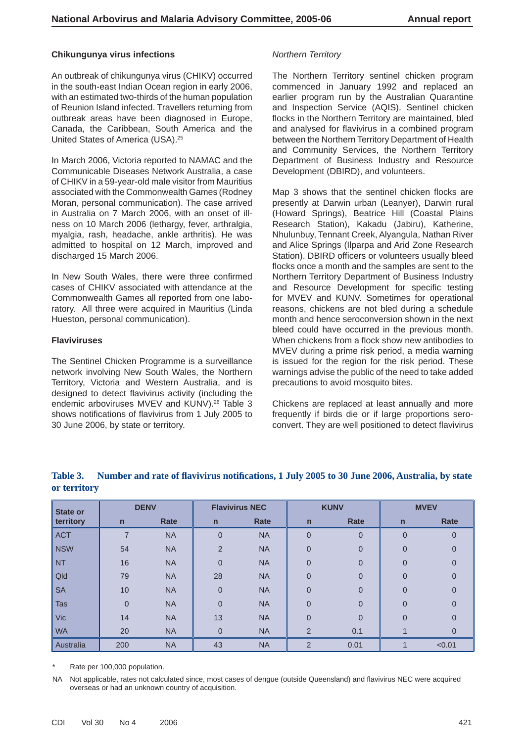### Chikungunya virus infections

An outbreak of chikungunya virus (CHIKV) occurred in the south-east Indian Ocean region in early 2006, with an estimated two-thirds of the human population of Reunion Island infected. Travellers returning from outbreak areas have been diagnosed in Europe, Canada, the Caribbean, South America and the United States of America (USA).[25]

In March 2006, Victoria reported to NAMAC and the Communicable Diseases Network Australia, a case of CHIKV in a 59-year-old male visitor from Mauritius associated with the Commonwealth Games (Rodney Moran, personal communication). The case arrived in Australia on 7 March 2006, with an onset of illness on 10 March 2006 (lethargy, fever, arthralgia, myalgia, rash, headache, ankle arthritis). He was admitted to hospital on 12 March, improved and discharged 15 March 2006.

In New South Wales, there were three confirmed cases of CHIKV associated with attendance at the Commonwealth Games all reported from one laboratory. All three were acquired in Mauritius (Linda Hueston, personal communication).

### Flaviviruses

The Sentinel Chicken Programme is a surveillance network involving New South Wales, the Northern Territory, Victoria and Western Australia, and is designed to detect flavivirus activity (including the endemic arboviruses MVEV and KUNV).[26] Table 3 shows notifications of flavivirus from 1 July 2005 to 30 June 2006, by state or territory.

*Northern Territory*

The Northern Territory sentinel chicken program commenced in January 1992 and replaced an earlier program run by the Australian Quarantine and Inspection Service (AQIS). Sentinel chicken flocks in the Northern Territory are maintained, bled and analysed for flavivirus in a combined program between the Northern Territory Department of Health and Community Services, the Northern Territory Department of Business Industry and Resource Development (DBIRD), and volunteers.

Map 3 shows that the sentinel chicken flocks are presently at Darwin urban (Leanyer), Darwin rural (Howard Springs), Beatrice Hill (Coastal Plains Research Station), Kakadu (Jabiru), Katherine, Nhulunbuy, Tennant Creek, Alyangula, Nathan River and Alice Springs (Ilparpa and Arid Zone Research Station). DBIRD officers or volunteers usually bleed flocks once a month and the samples are sent to the Northern Territory Department of Business Industry and Resource Development for specific testing for MVEV and KUNV. Sometimes for operational reasons, chickens are not bled during a schedule month and hence seroconversion shown in the next bleed could have occurred in the previous month. When chickens from a flock show new antibodies to MVEV during a prime risk period, a media warning is issued for the region for the risk period. These warnings advise the public of the need to take added precautions to avoid mosquito bites.

Chickens are replaced at least annually and more frequently if birds die or if large proportions seroconvert. They are well positioned to detect flavivirus

**Table 3. Number and rate of flavivirus notifications, 1 July 2005 to 30 June 2006, Australia, by state or territory**

| State or territory | DENV | | Flavivirus NEC | | KUNV | | MVEV | |
|---|---|---|---|---|---|---|---|---|
| | n | Rate | n | Rate | n | Rate | n | Rate |
| ACT | 7 | NA | 0 | NA | 0 | 0 | 0 | 0 |
| NSW | 54 | NA | 2 | NA | 0 | 0 | 0 | 0 |
| NT | 16 | NA | 0 | NA | 0 | 0 | 0 | 0 |
| Qld | 79 | NA | 28 | NA | 0 | 0 | 0 | 0 |
| SA | 10 | NA | 0 | NA | 0 | 0 | 0 | 0 |
| Tas | 0 | NA | 0 | NA | 0 | 0 | 0 | 0 |
| Vic | 14 | NA | 13 | NA | 0 | 0 | 0 | 0 |
| WA | 20 | NA | 0 | NA | 2 | 0.1 | 1 | 0 |
| Australia | 200 | NA | 43 | NA | 2 | 0.01 | 1 | <0.01 |

\* Rate per 100,000 population.

NA Not applicable, rates not calculated since, most cases of dengue (outside Queensland) and flavivirus NEC were acquired overseas or had an unknown country of acquisition.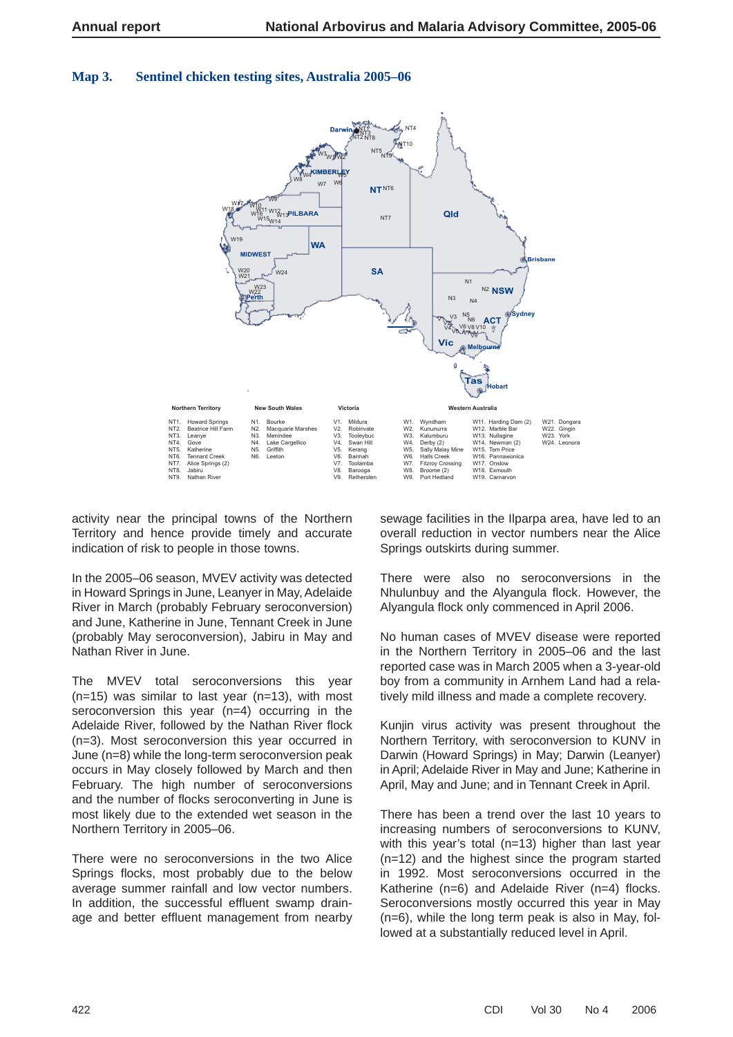**Map 3. Sentinel chicken testing sites, Australia 2005–06**

| Northern Territory | New South Wales | Victoria | Western Australia | | |
|---|---|---|---|---|---|
| NT1. Howard Springs | N1. Bourke | V1. Mildura | W1. Wyndham | W11. Harding Dam (2) | W21. Dongara |
| NT2. Beatrice Hill Farm | N2. Macquarie Marshes | V2. Robinvale | W2. Kununurra | W12. Marble Bar | W22. Gingin |
| NT3. Leanye | N3. Menindee | V3. Tooleybuc | W3. Kalumburu | W13. Nullagine | W23. York |
| NT4. Gove | N4. Lake Cargellico | V4. Swan Hill | W4. Derby (2) | W14. Newman (2) | W24. Leonora |
| NT5. Katherine | N5. Griffith | V5. Kerang | W5. Sally Malay Mine | W15. Tom Price | |
| NT6. Tennant Creek | N6. Leeton | V6. Barmah | W6. Halls Creek | W16. Pannawonica | |
| NT7. Alice Springs (2) | | V7. Toolamba | W7. Fitzroy Crossing | W17. Onslow | |
| NT8. Jabiru | | V8. Barooga | W8. Broome (2) | W18. Exmouth | |
| NT9. Nathan River | | V9. Rethergien | W9. Port Hedland | W19. Carnarvon | |

activity near the principal towns of the Northern Territory and hence provide timely and accurate indication of risk to people in those towns.

In the 2005–06 season, MVEV activity was detected in Howard Springs in June, Leanyer in May, Adelaide River in March (probably February seroconversion) and June, Katherine in June, Tennant Creek in June (probably May seroconversion), Jabiru in May and Nathan River in June.

The MVEV total seroconversions this year (n=15) was similar to last year (n=13), with most seroconversion this year (n=4) occurring in the Adelaide River, followed by the Nathan River flock (n=3). Most seroconversion this year occurred in June (n=8) while the long-term seroconversion peak occurs in May closely followed by March and then February. The high number of seroconversions and the number of flocks seroconverting in June is most likely due to the extended wet season in the Northern Territory in 2005–06.

There were no seroconversions in the two Alice Springs flocks, most probably due to the below average summer rainfall and low vector numbers. In addition, the successful effluent swamp drainage and better effluent management from nearby sewage facilities in the Ilparpa area, have led to an overall reduction in vector numbers near the Alice Springs outskirts during summer.

There were also no seroconversions in the Nhulunbuy and the Alyangula flock. However, the Alyangula flock only commenced in April 2006.

No human cases of MVEV disease were reported in the Northern Territory in 2005–06 and the last reported case was in March 2005 when a 3-year-old boy from a community in Arnhem Land had a relatively mild illness and made a complete recovery.

Kunjin virus activity was present throughout the Northern Territory, with seroconversion to KUNV in Darwin (Howard Springs) in May; Darwin (Leanyer) in April; Adelaide River in May and June; Katherine in April, May and June; and in Tennant Creek in April.

There has been a trend over the last 10 years to increasing numbers of seroconversions to KUNV, with this year's total (n=13) higher than last year (n=12) and the highest since the program started in 1992. Most seroconversions occurred in the Katherine (n=6) and Adelaide River (n=4) flocks. Seroconversions mostly occurred this year in May (n=6), while the long term peak is also in May, followed at a substantially reduced level in April.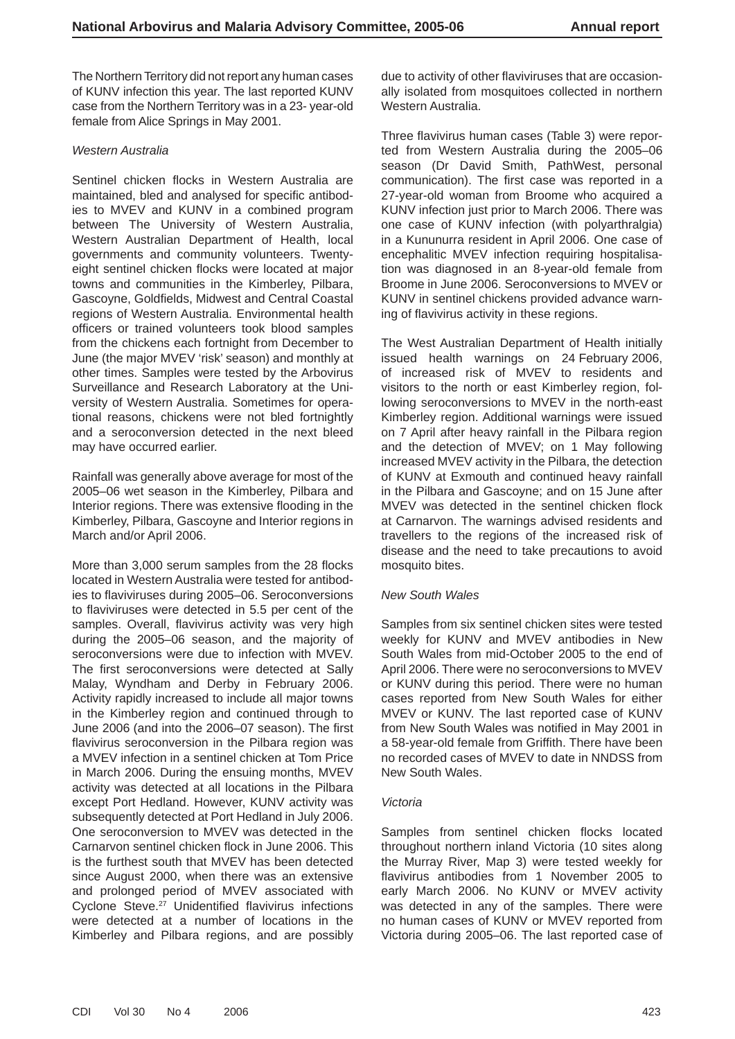The Northern Territory did not report any human cases of KUNV infection this year. The last reported KUNV case from the Northern Territory was in a 23- year-old female from Alice Springs in May 2001.

*Western Australia*

Sentinel chicken flocks in Western Australia are maintained, bled and analysed for specific antibodies to MVEV and KUNV in a combined program between The University of Western Australia, Western Australian Department of Health, local governments and community volunteers. Twenty-eight sentinel chicken flocks were located at major towns and communities in the Kimberley, Pilbara, Gascoyne, Goldfields, Midwest and Central Coastal regions of Western Australia. Environmental health officers or trained volunteers took blood samples from the chickens each fortnight from December to June (the major MVEV 'risk' season) and monthly at other times. Samples were tested by the Arbovirus Surveillance and Research Laboratory at the University of Western Australia. Sometimes for operational reasons, chickens were not bled fortnightly and a seroconversion detected in the next bleed may have occurred earlier.

Rainfall was generally above average for most of the 2005–06 wet season in the Kimberley, Pilbara and Interior regions. There was extensive flooding in the Kimberley, Pilbara, Gascoyne and Interior regions in March and/or April 2006.

More than 3,000 serum samples from the 28 flocks located in Western Australia were tested for antibodies to flaviviruses during 2005–06. Seroconversions to flaviviruses were detected in 5.5 per cent of the samples. Overall, flavivirus activity was very high during the 2005–06 season, and the majority of seroconversions were due to infection with MVEV. The first seroconversions were detected at Sally Malay, Wyndham and Derby in February 2006. Activity rapidly increased to include all major towns in the Kimberley region and continued through to June 2006 (and into the 2006–07 season). The first flavivirus seroconversion in the Pilbara region was a MVEV infection in a sentinel chicken at Tom Price in March 2006. During the ensuing months, MVEV activity was detected at all locations in the Pilbara except Port Hedland. However, KUNV activity was subsequently detected at Port Hedland in July 2006. One seroconversion to MVEV was detected in the Carnarvon sentinel chicken flock in June 2006. This is the furthest south that MVEV has been detected since August 2000, when there was an extensive and prolonged period of MVEV associated with Cyclone Steve.[27] Unidentified flavivirus infections were detected at a number of locations in the Kimberley and Pilbara regions, and are possibly due to activity of other flaviviruses that are occasionally isolated from mosquitoes collected in northern Western Australia.

Three flavivirus human cases (Table 3) were reported from Western Australia during the 2005–06 season (Dr David Smith, PathWest, personal communication). The first case was reported in a 27-year-old woman from Broome who acquired a KUNV infection just prior to March 2006. There was one case of KUNV infection (with polyarthralgia) in a Kununurra resident in April 2006. One case of encephalitic MVEV infection requiring hospitalisation was diagnosed in an 8-year-old female from Broome in June 2006. Seroconversions to MVEV or KUNV in sentinel chickens provided advance warning of flavivirus activity in these regions.

The West Australian Department of Health initially issued health warnings on 24 February 2006, of increased risk of MVEV to residents and visitors to the north or east Kimberley region, following seroconversions to MVEV in the north-east Kimberley region. Additional warnings were issued on 7 April after heavy rainfall in the Pilbara region and the detection of MVEV; on 1 May following increased MVEV activity in the Pilbara, the detection of KUNV at Exmouth and continued heavy rainfall in the Pilbara and Gascoyne; and on 15 June after MVEV was detected in the sentinel chicken flock at Carnarvon. The warnings advised residents and travellers to the regions of the increased risk of disease and the need to take precautions to avoid mosquito bites.

*New South Wales*

Samples from six sentinel chicken sites were tested weekly for KUNV and MVEV antibodies in New South Wales from mid-October 2005 to the end of April 2006. There were no seroconversions to MVEV or KUNV during this period. There were no human cases reported from New South Wales for either MVEV or KUNV. The last reported case of KUNV from New South Wales was notified in May 2001 in a 58-year-old female from Griffith. There have been no recorded cases of MVEV to date in NNDSS from New South Wales.

*Victoria*

Samples from sentinel chicken flocks located throughout northern inland Victoria (10 sites along the Murray River, Map 3) were tested weekly for flavivirus antibodies from 1 November 2005 to early March 2006. No KUNV or MVEV activity was detected in any of the samples. There were no human cases of KUNV or MVEV reported from Victoria during 2005–06. The last reported case of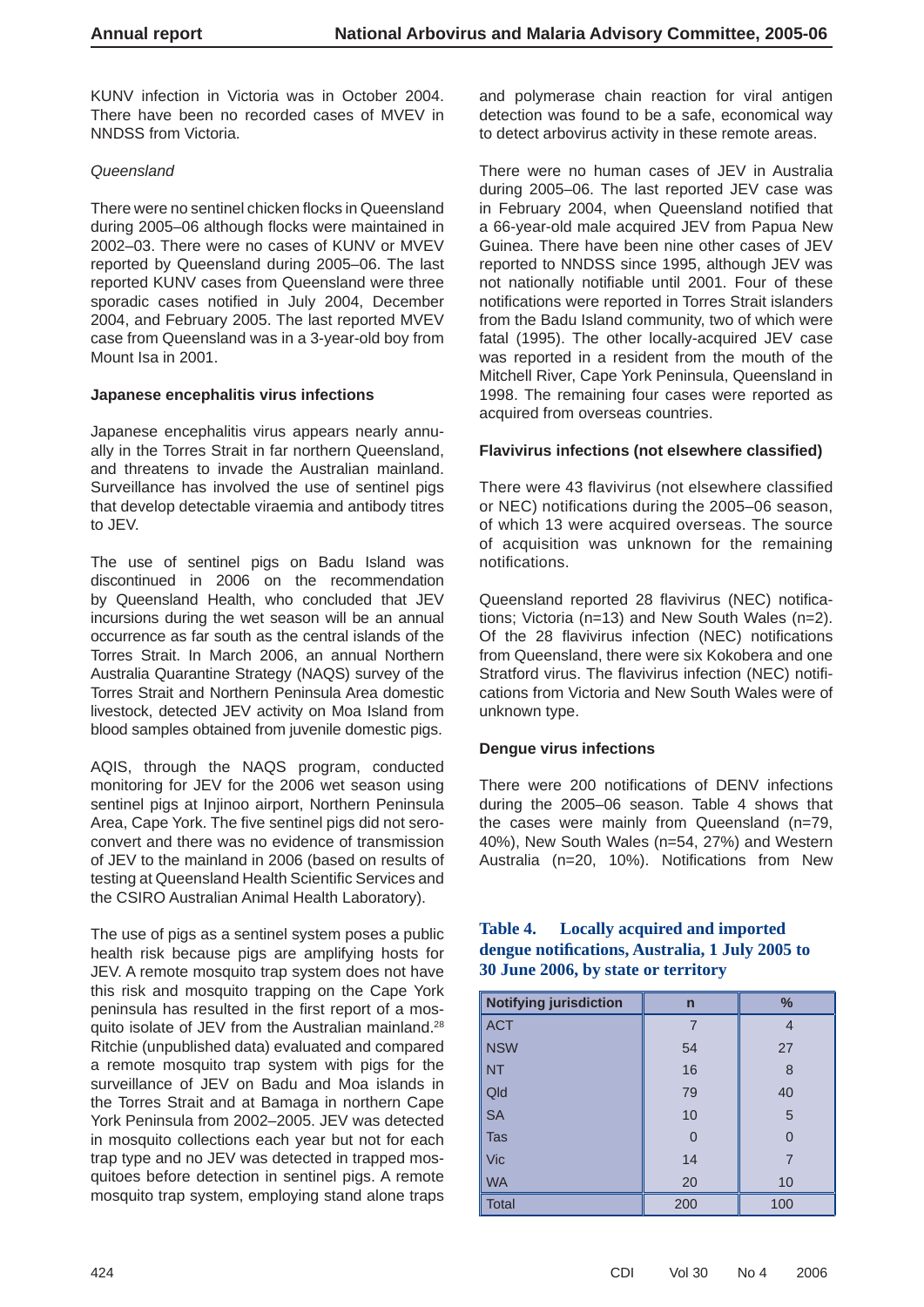KUNV infection in Victoria was in October 2004. There have been no recorded cases of MVEV in NNDSS from Victoria.

*Queensland*

There were no sentinel chicken flocks in Queensland during 2005–06 although flocks were maintained in 2002–03. There were no cases of KUNV or MVEV reported by Queensland during 2005–06. The last reported KUNV cases from Queensland were three sporadic cases notified in July 2004, December 2004, and February 2005. The last reported MVEV case from Queensland was in a 3-year-old boy from Mount Isa in 2001.

### Japanese encephalitis virus infections

Japanese encephalitis virus appears nearly annually in the Torres Strait in far northern Queensland, and threatens to invade the Australian mainland. Surveillance has involved the use of sentinel pigs that develop detectable viraemia and antibody titres to JEV.

The use of sentinel pigs on Badu Island was discontinued in 2006 on the recommendation by Queensland Health, who concluded that JEV incursions during the wet season will be an annual occurrence as far south as the central islands of the Torres Strait. In March 2006, an annual Northern Australia Quarantine Strategy (NAQS) survey of the Torres Strait and Northern Peninsula Area domestic livestock, detected JEV activity on Moa Island from blood samples obtained from juvenile domestic pigs.

AQIS, through the NAQS program, conducted monitoring for JEV for the 2006 wet season using sentinel pigs at Injinoo airport, Northern Peninsula Area, Cape York. The five sentinel pigs did not seroconvert and there was no evidence of transmission of JEV to the mainland in 2006 (based on results of testing at Queensland Health Scientific Services and the CSIRO Australian Animal Health Laboratory).

The use of pigs as a sentinel system poses a public health risk because pigs are amplifying hosts for JEV. A remote mosquito trap system does not have this risk and mosquito trapping on the Cape York peninsula has resulted in the first report of a mosquito isolate of JEV from the Australian mainland.[28] Ritchie (unpublished data) evaluated and compared a remote mosquito trap system with pigs for the surveillance of JEV on Badu and Moa islands in the Torres Strait and at Bamaga in northern Cape York Peninsula from 2002–2005. JEV was detected in mosquito collections each year but not for each trap type and no JEV was detected in trapped mosquitoes before detection in sentinel pigs. A remote mosquito trap system, employing stand alone traps and polymerase chain reaction for viral antigen detection was found to be a safe, economical way to detect arbovirus activity in these remote areas.

There were no human cases of JEV in Australia during 2005–06. The last reported JEV case was in February 2004, when Queensland notified that a 66-year-old male acquired JEV from Papua New Guinea. There have been nine other cases of JEV reported to NNDSS since 1995, although JEV was not nationally notifiable until 2001. Four of these notifications were reported in Torres Strait islanders from the Badu Island community, two of which were fatal (1995). The other locally-acquired JEV case was reported in a resident from the mouth of the Mitchell River, Cape York Peninsula, Queensland in 1998. The remaining four cases were reported as acquired from overseas countries.

### Flavivirus infections (not elsewhere classified)

There were 43 flavivirus (not elsewhere classified or NEC) notifications during the 2005–06 season, of which 13 were acquired overseas. The source of acquisition was unknown for the remaining notifications.

Queensland reported 28 flavivirus (NEC) notifications; Victoria (n=13) and New South Wales (n=2). Of the 28 flavivirus infection (NEC) notifications from Queensland, there were six Kokobera and one Stratford virus. The flavivirus infection (NEC) notifications from Victoria and New South Wales were of unknown type.

### Dengue virus infections

There were 200 notifications of DENV infections during the 2005–06 season. Table 4 shows that the cases were mainly from Queensland (n=79, 40%), New South Wales (n=54, 27%) and Western Australia (n=20, 10%). Notifications from New

**Table 4. Locally acquired and imported dengue notifications, Australia, 1 July 2005 to 30 June 2006, by state or territory**

| Notifying jurisdiction | n | % |
|---|---|---|
| ACT | 7 | 4 |
| NSW | 54 | 27 |
| NT | 16 | 8 |
| Qld | 79 | 40 |
| SA | 10 | 5 |
| Tas | 0 | 0 |
| Vic | 14 | 7 |
| WA | 20 | 10 |
| Total | 200 | 100 |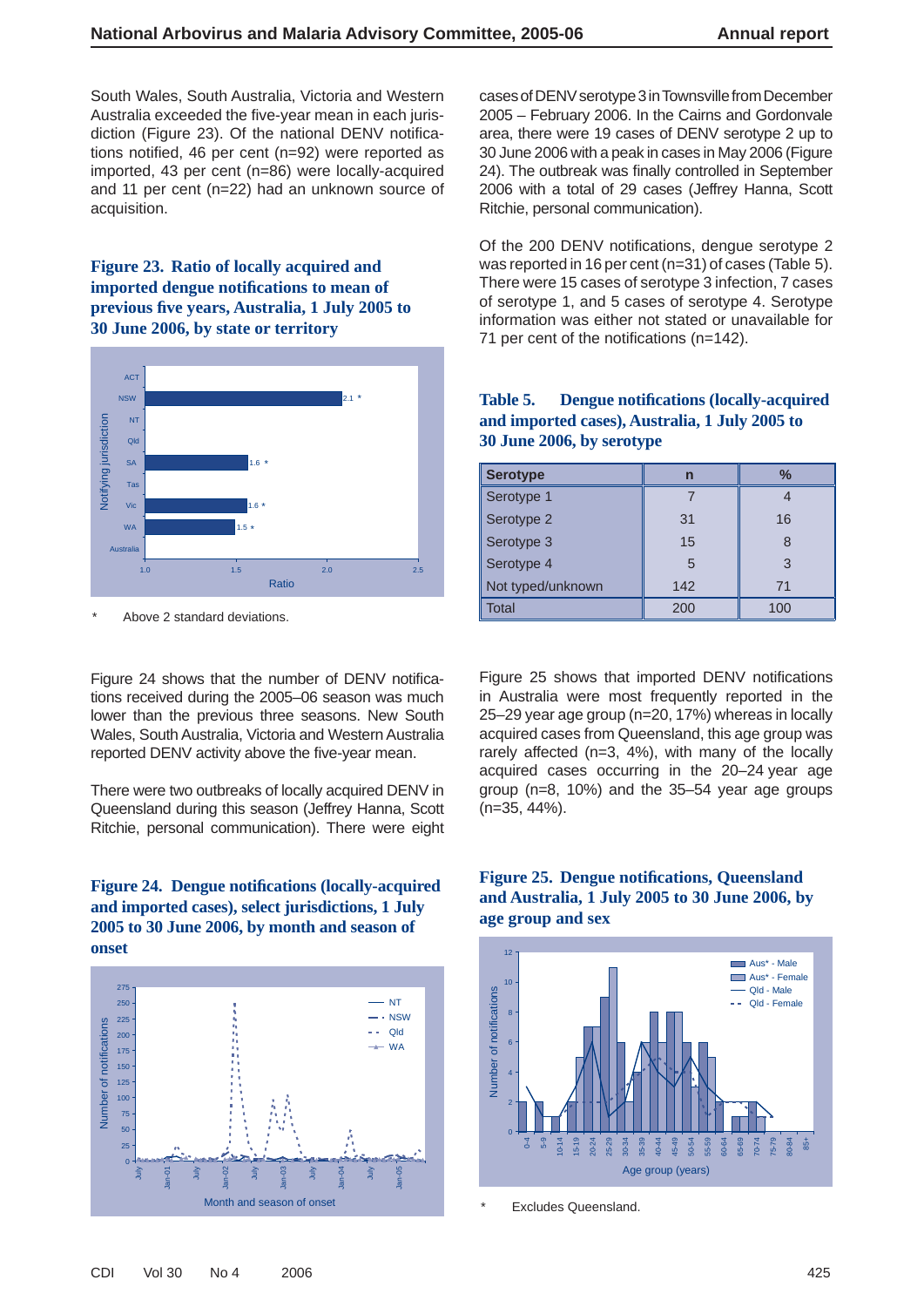South Wales, South Australia, Victoria and Western Australia exceeded the five-year mean in each jurisdiction (Figure 23). Of the national DENV notifications notified, 46 per cent (n=92) were reported as imported, 43 per cent (n=86) were locally-acquired and 11 per cent (n=22) had an unknown source of acquisition.

**Figure 23. Ratio of locally acquired and imported dengue notifications to mean of previous five years, Australia, 1 July 2005 to 30 June 2006, by state or territory**

\* Above 2 standard deviations.

Figure 24 shows that the number of DENV notifications received during the 2005–06 season was much lower than the previous three seasons. New South Wales, South Australia, Victoria and Western Australia reported DENV activity above the five-year mean.

There were two outbreaks of locally acquired DENV in Queensland during this season (Jeffrey Hanna, Scott Ritchie, personal communication). There were eight cases of DENV serotype 3 in Townsville from December 2005 – February 2006. In the Cairns and Gordonvale area, there were 19 cases of DENV serotype 2 up to 30 June 2006 with a peak in cases in May 2006 (Figure 24). The outbreak was finally controlled in September 2006 with a total of 29 cases (Jeffrey Hanna, Scott Ritchie, personal communication).

**Figure 24. Dengue notifications (locally-acquired and imported cases), select jurisdictions, 1 July 2005 to 30 June 2006, by month and season of onset**

Of the 200 DENV notifications, dengue serotype 2 was reported in 16 per cent (n=31) of cases (Table 5). There were 15 cases of serotype 3 infection, 7 cases of serotype 1, and 5 cases of serotype 4. Serotype information was either not stated or unavailable for 71 per cent of the notifications (n=142).

**Table 5. Dengue notifications (locally-acquired and imported cases), Australia, 1 July 2005 to 30 June 2006, by serotype**

| Serotype | n | % |
|---|---|---|
| Serotype 1 | 7 | 4 |
| Serotype 2 | 31 | 16 |
| Serotype 3 | 15 | 8 |
| Serotype 4 | 5 | 3 |
| Not typed/unknown | 142 | 71 |
| Total | 200 | 100 |

Figure 25 shows that imported DENV notifications in Australia were most frequently reported in the 25–29 year age group (n=20, 17%) whereas in locally acquired cases from Queensland, this age group was rarely affected (n=3, 4%), with many of the locally acquired cases occurring in the 20–24 year age group (n=8, 10%) and the 35–54 year age groups (n=35, 44%).

**Figure 25. Dengue notifications, Queensland and Australia, 1 July 2005 to 30 June 2006, by age group and sex**

\* Excludes Queensland.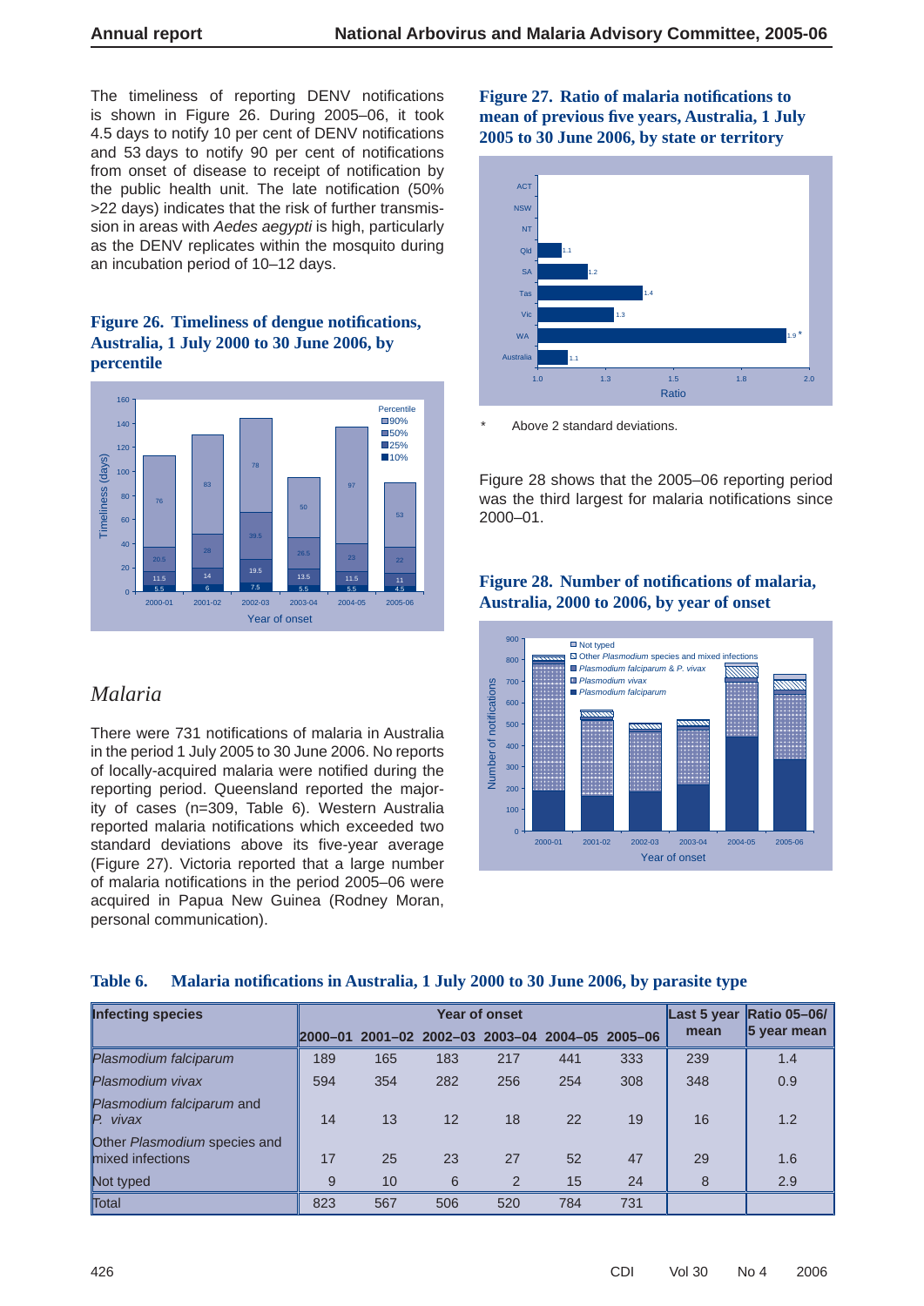The timeliness of reporting DENV notifications is shown in Figure 26. During 2005–06, it took 4.5 days to notify 10 per cent of DENV notifications and 53 days to notify 90 per cent of notifications from onset of disease to receipt of notification by the public health unit. The late notification (50% >22 days) indicates that the risk of further transmission in areas with *Aedes aegypti* is high, particularly as the DENV replicates within the mosquito during an incubation period of 10–12 days.

**Figure 26. Timeliness of dengue notifications, Australia, 1 July 2000 to 30 June 2006, by percentile**

## *Malaria*

There were 731 notifications of malaria in Australia in the period 1 July 2005 to 30 June 2006. No reports of locally-acquired malaria were notified during the reporting period. Queensland reported the majority of cases (n=309, Table 6). Western Australia reported malaria notifications which exceeded two standard deviations above its five-year average (Figure 27). Victoria reported that a large number of malaria notifications in the period 2005–06 were acquired in Papua New Guinea (Rodney Moran, personal communication).

**Figure 27. Ratio of malaria notifications to mean of previous five years, Australia, 1 July 2005 to 30 June 2006, by state or territory**

\* Above 2 standard deviations.

Figure 28 shows that the 2005–06 reporting period was the third largest for malaria notifications since 2000–01.

**Figure 28. Number of notifications of malaria, Australia, 2000 to 2006, by year of onset**

**Table 6. Malaria notifications in Australia, 1 July 2000 to 30 June 2006, by parasite type**

| Infecting species | Year of onset | | | | | | Last 5 year mean | Ratio 05–06/ 5 year mean |
|---|---|---|---|---|---|---|---|---|
| | 2000–01 | 2001–02 | 2002–03 | 2003–04 | 2004–05 | 2005–06 | | |
| *Plasmodium falciparum* | 189 | 165 | 183 | 217 | 441 | 333 | 239 | 1.4 |
| *Plasmodium vivax* | 594 | 354 | 282 | 256 | 254 | 308 | 348 | 0.9 |
| *Plasmodium falciparum* and *P. vivax* | 14 | 13 | 12 | 18 | 22 | 19 | 16 | 1.2 |
| Other *Plasmodium* species and mixed infections | 17 | 25 | 23 | 27 | 52 | 47 | 29 | 1.6 |
| Not typed | 9 | 10 | 6 | 2 | 15 | 24 | 8 | 2.9 |
| Total | 823 | 567 | 506 | 520 | 784 | 731 | | |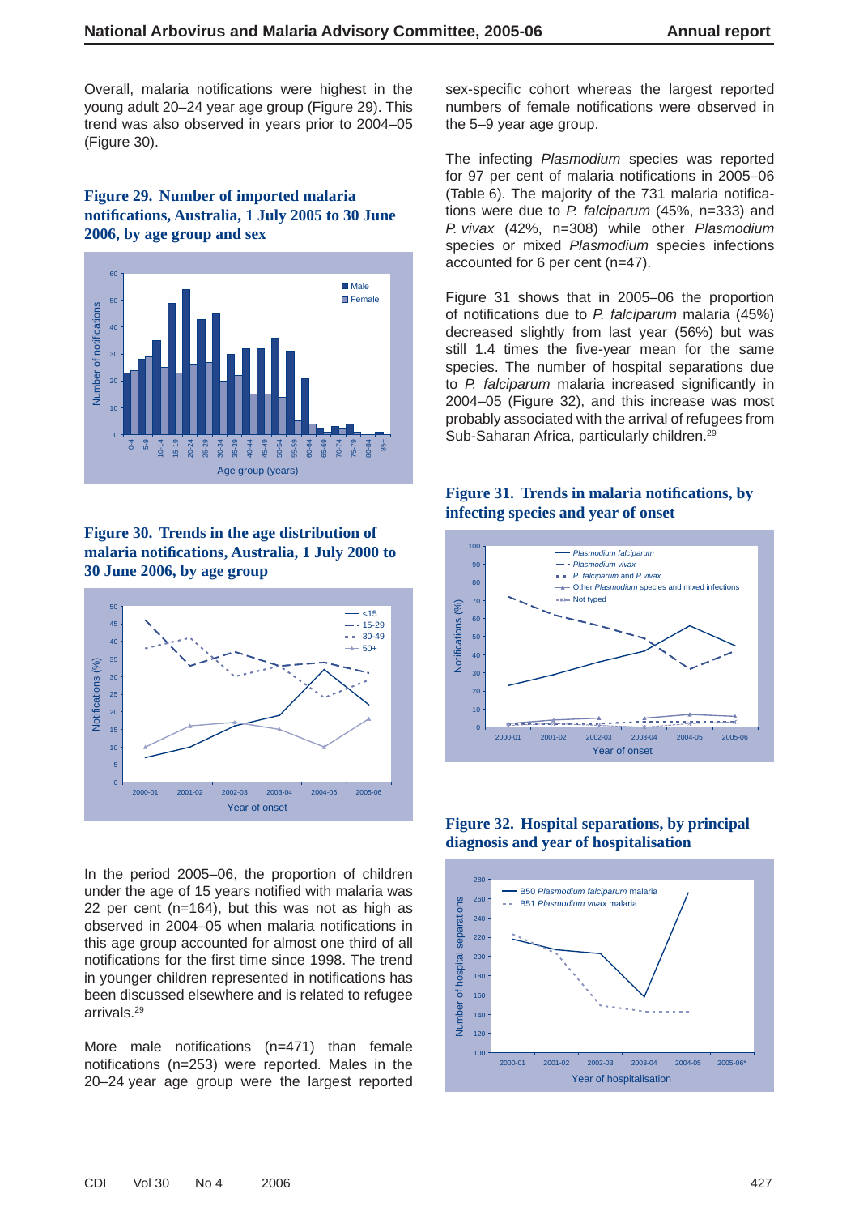Overall, malaria notifications were highest in the young adult 20–24 year age group (Figure 29). This trend was also observed in years prior to 2004–05 (Figure 30).

**Figure 29. Number of imported malaria notifications, Australia, 1 July 2005 to 30 June 2006, by age group and sex**

**Figure 30. Trends in the age distribution of malaria notifications, Australia, 1 July 2000 to 30 June 2006, by age group**

In the period 2005–06, the proportion of children under the age of 15 years notified with malaria was 22 per cent (n=164), but this was not as high as observed in 2004–05 when malaria notifications in this age group accounted for almost one third of all notifications for the first time since 1998. The trend in younger children represented in notifications has been discussed elsewhere and is related to refugee arrivals.[29]

More male notifications (n=471) than female notifications (n=253) were reported. Males in the 20–24 year age group were the largest reported sex-specific cohort whereas the largest reported numbers of female notifications were observed in the 5–9 year age group.

The infecting *Plasmodium* species was reported for 97 per cent of malaria notifications in 2005–06 (Table 6). The majority of the 731 malaria notifications were due to *P. falciparum* (45%, n=333) and *P. vivax* (42%, n=308) while other *Plasmodium* species or mixed *Plasmodium* species infections accounted for 6 per cent (n=47).

Figure 31 shows that in 2005–06 the proportion of notifications due to *P. falciparum* malaria (45%) decreased slightly from last year (56%) but was still 1.4 times the five-year mean for the same species. The number of hospital separations due to *P. falciparum* malaria increased significantly in 2004–05 (Figure 32), and this increase was most probably associated with the arrival of refugees from Sub-Saharan Africa, particularly children.[29]

**Figure 31. Trends in malaria notifications, by infecting species and year of onset**

**Figure 32. Hospital separations, by principal diagnosis and year of hospitalisation**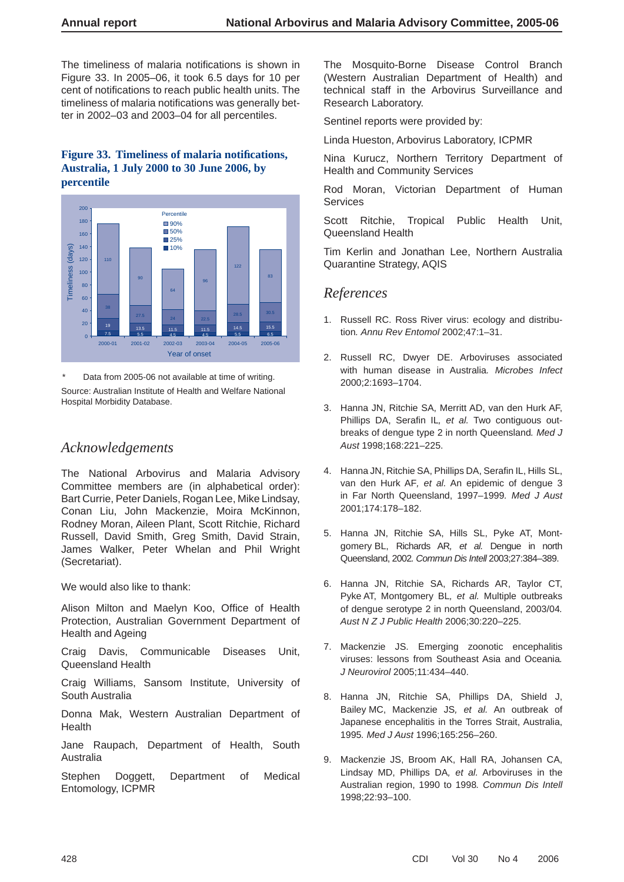The timeliness of malaria notifications is shown in Figure 33. In 2005–06, it took 6.5 days for 10 per cent of notifications to reach public health units. The timeliness of malaria notifications was generally better in 2002–03 and 2003–04 for all percentiles.

**Figure 33. Timeliness of malaria notifications, Australia, 1 July 2000 to 30 June 2006, by percentile**

Timeliness (days), by year of onset and percentile:

| Year of onset | 10% | 25% | 50% | 90% |
|---|---|---|---|---|
| 2000-01 | 7.5 | 19 | 38 | 110 |
| 2001-02 | 5.5 | 13.5 | 27.5 | 90 |
| 2002-03 | 4.5 | 11.5 | 24 | 64 |
| 2003-04 | 4.5 | 11.5 | 22.5 | 96 |
| 2004-05 | 5.5 | 14.5 | 29.5 | 122 |
| 2005-06 | 6.5 | 15.5 | 30.5 | 83 |

\* Data from 2005-06 not available at time of writing.

Source: Australian Institute of Health and Welfare National Hospital Morbidity Database.

## Acknowledgements

The National Arbovirus and Malaria Advisory Committee members are (in alphabetical order): Bart Currie, Peter Daniels, Rogan Lee, Mike Lindsay, Conan Liu, John Mackenzie, Moira McKinnon, Rodney Moran, Aileen Plant, Scott Ritchie, Richard Russell, David Smith, Greg Smith, David Strain, James Walker, Peter Whelan and Phil Wright (Secretariat).

We would also like to thank:

Alison Milton and Maelyn Koo, Office of Health Protection, Australian Government Department of Health and Ageing

Craig Davis, Communicable Diseases Unit, Queensland Health

Craig Williams, Sansom Institute, University of South Australia

Donna Mak, Western Australian Department of Health

Jane Raupach, Department of Health, South Australia

Stephen Doggett, Department of Medical Entomology, ICPMR

The Mosquito-Borne Disease Control Branch (Western Australian Department of Health) and technical staff in the Arbovirus Surveillance and Research Laboratory.

Sentinel reports were provided by:

Linda Hueston, Arbovirus Laboratory, ICPMR

Nina Kurucz, Northern Territory Department of Health and Community Services

Rod Moran, Victorian Department of Human Services

Scott Ritchie, Tropical Public Health Unit, Queensland Health

Tim Kerlin and Jonathan Lee, Northern Australia Quarantine Strategy, AQIS

## References

1. Russell RC. Ross River virus: ecology and distribution. *Annu Rev Entomol* 2002;47:1–31.
2. Russell RC, Dwyer DE. Arboviruses associated with human disease in Australia. *Microbes Infect* 2000;2:1693–1704.
3. Hanna JN, Ritchie SA, Merritt AD, van den Hurk AF, Phillips DA, Serafin IL, *et al.* Two contiguous outbreaks of dengue type 2 in north Queensland. *Med J Aust* 1998;168:221–225.
4. Hanna JN, Ritchie SA, Phillips DA, Serafin IL, Hills SL, van den Hurk AF, *et al.* An epidemic of dengue 3 in Far North Queensland, 1997–1999. *Med J Aust* 2001;174:178–182.
5. Hanna JN, Ritchie SA, Hills SL, Pyke AT, Montgomery BL, Richards AR, *et al.* Dengue in north Queensland, 2002. *Commun Dis Intell* 2003;27:384–389.
6. Hanna JN, Ritchie SA, Richards AR, Taylor CT, Pyke AT, Montgomery BL, *et al.* Multiple outbreaks of dengue serotype 2 in north Queensland, 2003/04. *Aust N Z J Public Health* 2006;30:220–225.
7. Mackenzie JS. Emerging zoonotic encephalitis viruses: lessons from Southeast Asia and Oceania. *J Neurovirol* 2005;11:434–440.
8. Hanna JN, Ritchie SA, Phillips DA, Shield J, Bailey MC, Mackenzie JS, *et al.* An outbreak of Japanese encephalitis in the Torres Strait, Australia, 1995. *Med J Aust* 1996;165:256–260.
9. Mackenzie JS, Broom AK, Hall RA, Johansen CA, Lindsay MD, Phillips DA, *et al.* Arboviruses in the Australian region, 1990 to 1998. *Commun Dis Intell* 1998;22:93–100.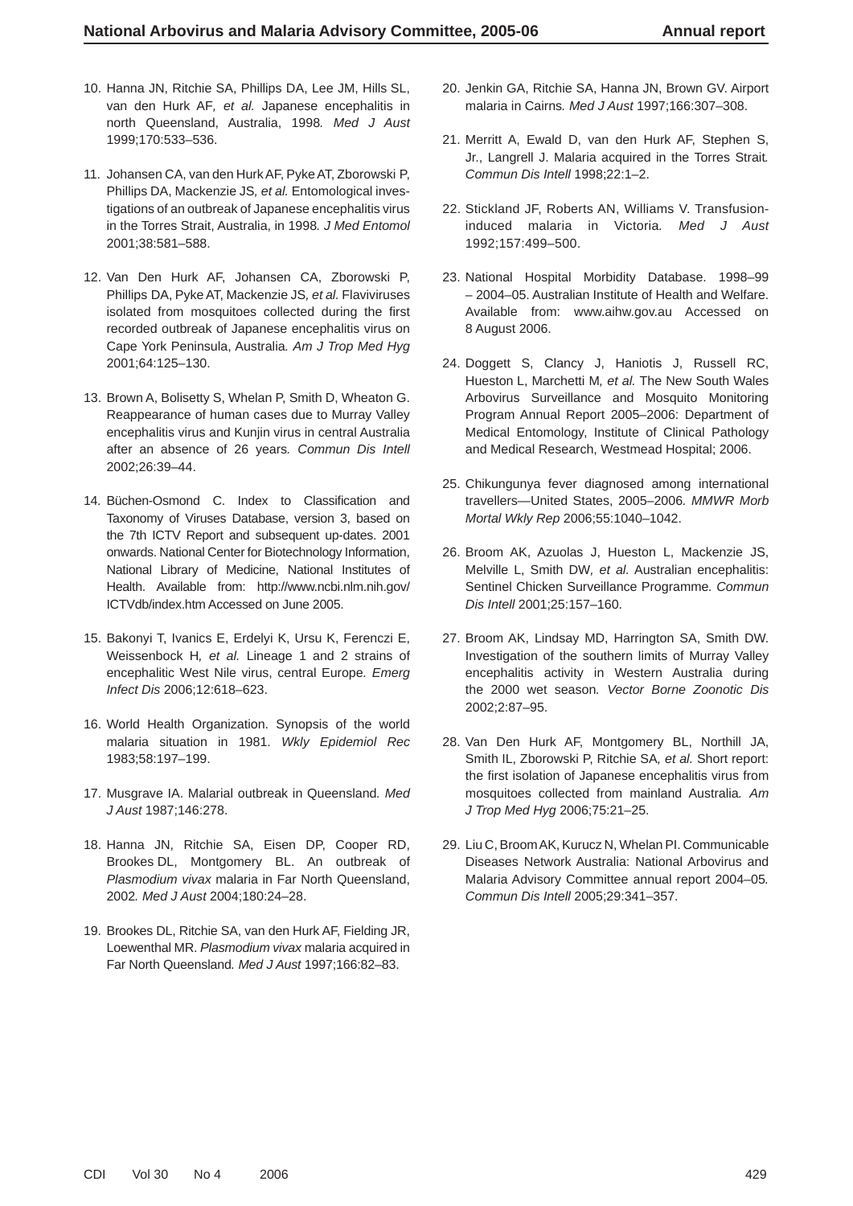10. Hanna JN, Ritchie SA, Phillips DA, Lee JM, Hills SL, van den Hurk AF, *et al.* Japanese encephalitis in north Queensland, Australia, 1998*. Med J Aust* 1999;170:533–536.

11. Johansen CA, van den Hurk AF, Pyke AT, Zborowski P, Phillips DA, Mackenzie JS*, et al.* Entomological investigations of an outbreak of Japanese encephalitis virus in the Torres Strait, Australia, in 1998*. J Med Entomol* 2001;38:581–588.

12. Van Den Hurk AF, Johansen CA, Zborowski P, Phillips DA, Pyke AT, Mackenzie JS*, et al.* Flaviviruses isolated from mosquitoes collected during the first recorded outbreak of Japanese encephalitis virus on Cape York Peninsula, Australia*. Am J Trop Med Hyg* 2001;64:125–130.

13. Brown A, Bolisetty S, Whelan P, Smith D, Wheaton G. Reappearance of human cases due to Murray Valley encephalitis virus and Kunjin virus in central Australia after an absence of 26 years*. Commun Dis Intell* 2002;26:39–44.

14. Büchen-Osmond C. Index to Classification and Taxonomy of Viruses Database, version 3, based on the 7th ICTV Report and subsequent up-dates. 2001 onwards. National Center for Biotechnology Information, National Library of Medicine, National Institutes of Health. Available from: http://www.ncbi.nlm.nih.gov/ICTVdb/index.htm Accessed on June 2005.

15. Bakonyi T, Ivanics E, Erdelyi K, Ursu K, Ferenczi E, Weissenbock H*, et al.* Lineage 1 and 2 strains of encephalitic West Nile virus, central Europe*. Emerg Infect Dis* 2006;12:618–623.

16. World Health Organization. Synopsis of the world malaria situation in 1981. *Wkly Epidemiol Rec* 1983;58:197–199.

17. Musgrave IA. Malarial outbreak in Queensland*. Med J Aust* 1987;146:278.

18. Hanna JN, Ritchie SA, Eisen DP, Cooper RD, Brookes DL, Montgomery BL. An outbreak of *Plasmodium vivax* malaria in Far North Queensland, 2002*. Med J Aust* 2004;180:24–28.

19. Brookes DL, Ritchie SA, van den Hurk AF, Fielding JR, Loewenthal MR. *Plasmodium vivax* malaria acquired in Far North Queensland*. Med J Aust* 1997;166:82–83.

20. Jenkin GA, Ritchie SA, Hanna JN, Brown GV. Airport malaria in Cairns*. Med J Aust* 1997;166:307–308.

21. Merritt A, Ewald D, van den Hurk AF, Stephen S, Jr., Langrell J. Malaria acquired in the Torres Strait*. Commun Dis Intell* 1998;22:1–2.

22. Stickland JF, Roberts AN, Williams V. Transfusion-induced malaria in Victoria*. Med J Aust* 1992;157:499–500.

23. National Hospital Morbidity Database. 1998–99 – 2004–05. Australian Institute of Health and Welfare. Available from: www.aihw.gov.au Accessed on 8 August 2006.

24. Doggett S, Clancy J, Haniotis J, Russell RC, Hueston L, Marchetti M*, et al.* The New South Wales Arbovirus Surveillance and Mosquito Monitoring Program Annual Report 2005–2006: Department of Medical Entomology, Institute of Clinical Pathology and Medical Research, Westmead Hospital; 2006.

25. Chikungunya fever diagnosed among international travellers—United States, 2005–2006*. MMWR Morb Mortal Wkly Rep* 2006;55:1040–1042.

26. Broom AK, Azuolas J, Hueston L, Mackenzie JS, Melville L, Smith DW*, et al.* Australian encephalitis: Sentinel Chicken Surveillance Programme*. Commun Dis Intell* 2001;25:157–160.

27. Broom AK, Lindsay MD, Harrington SA, Smith DW. Investigation of the southern limits of Murray Valley encephalitis activity in Western Australia during the 2000 wet season*. Vector Borne Zoonotic Dis* 2002;2:87–95.

28. Van Den Hurk AF, Montgomery BL, Northill JA, Smith IL, Zborowski P, Ritchie SA*, et al.* Short report: the first isolation of Japanese encephalitis virus from mosquitoes collected from mainland Australia*. Am J Trop Med Hyg* 2006;75:21–25.

29. Liu C, Broom AK, Kurucz N, Whelan PI. Communicable Diseases Network Australia: National Arbovirus and Malaria Advisory Committee annual report 2004–05*. Commun Dis Intell* 2005;29:341–357.